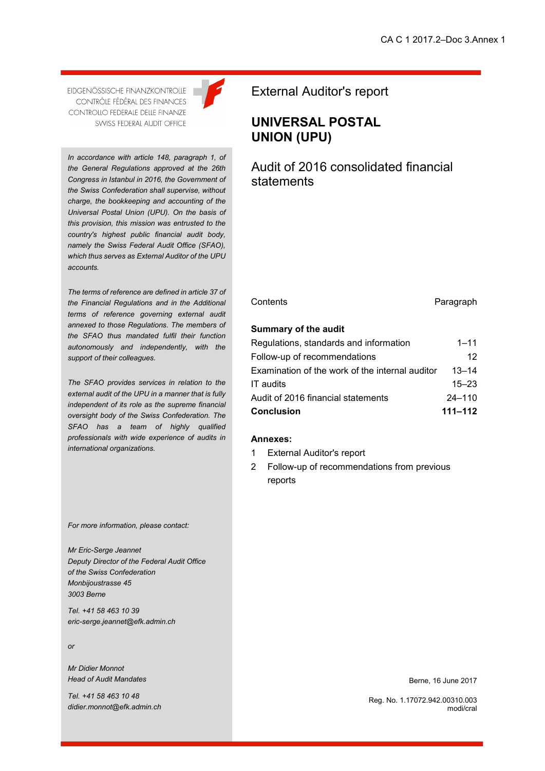CA C 1 2017.2–Doc 3.Annex 1

EIDGENÖSSISCHE FINANZKONTROLLE
CONTRÔLE FÉDÉRAL DES FINANCES
CONTROLLO FEDERALE DELLE FINANZE
SWISS FEDERAL AUDIT OFFICE

# External Auditor's report

## UNIVERSAL POSTAL UNION (UPU)

## Audit of 2016 consolidated financial statements

*In accordance with article 148, paragraph 1, of the General Regulations approved at the 26th Congress in Istanbul in 2016, the Government of the Swiss Confederation shall supervise, without charge, the bookkeeping and accounting of the Universal Postal Union (UPU). On the basis of this provision, this mission was entrusted to the country's highest public financial audit body, namely the Swiss Federal Audit Office (SFAO), which thus serves as External Auditor of the UPU accounts.*

*The terms of reference are defined in article 37 of the Financial Regulations and in the Additional terms of reference governing external audit annexed to those Regulations. The members of the SFAO thus mandated fulfil their function autonomously and independently, with the support of their colleagues.*

*The SFAO provides services in relation to the external audit of the UPU in a manner that is fully independent of its role as the supreme financial oversight body of the Swiss Confederation. The SFAO has a team of highly qualified professionals with wide experience of audits in international organizations.*

| Contents | Paragraph |
|---|---|
| **Summary of the audit** | |
| Regulations, standards and information | 1–11 |
| Follow-up of recommendations | 12 |
| Examination of the work of the internal auditor | 13–14 |
| IT audits | 15–23 |
| Audit of 2016 financial statements | 24–110 |
| **Conclusion** | **111–112** |

**Annexes:**

1 External Auditor's report

2 Follow-up of recommendations from previous reports

*For more information, please contact:*

*Mr Eric-Serge Jeannet*
*Deputy Director of the Federal Audit Office of the Swiss Confederation*
*Monbijoustrasse 45*
*3003 Berne*

*Tel. +41 58 463 10 39*
*eric-serge.jeannet@efk.admin.ch*

*or*

*Mr Didier Monnot*
*Head of Audit Mandates*

*Tel. +41 58 463 10 48*
*didier.monnot@efk.admin.ch*

Berne, 16 June 2017

Reg. No. 1.17072.942.00310.003
modi/cral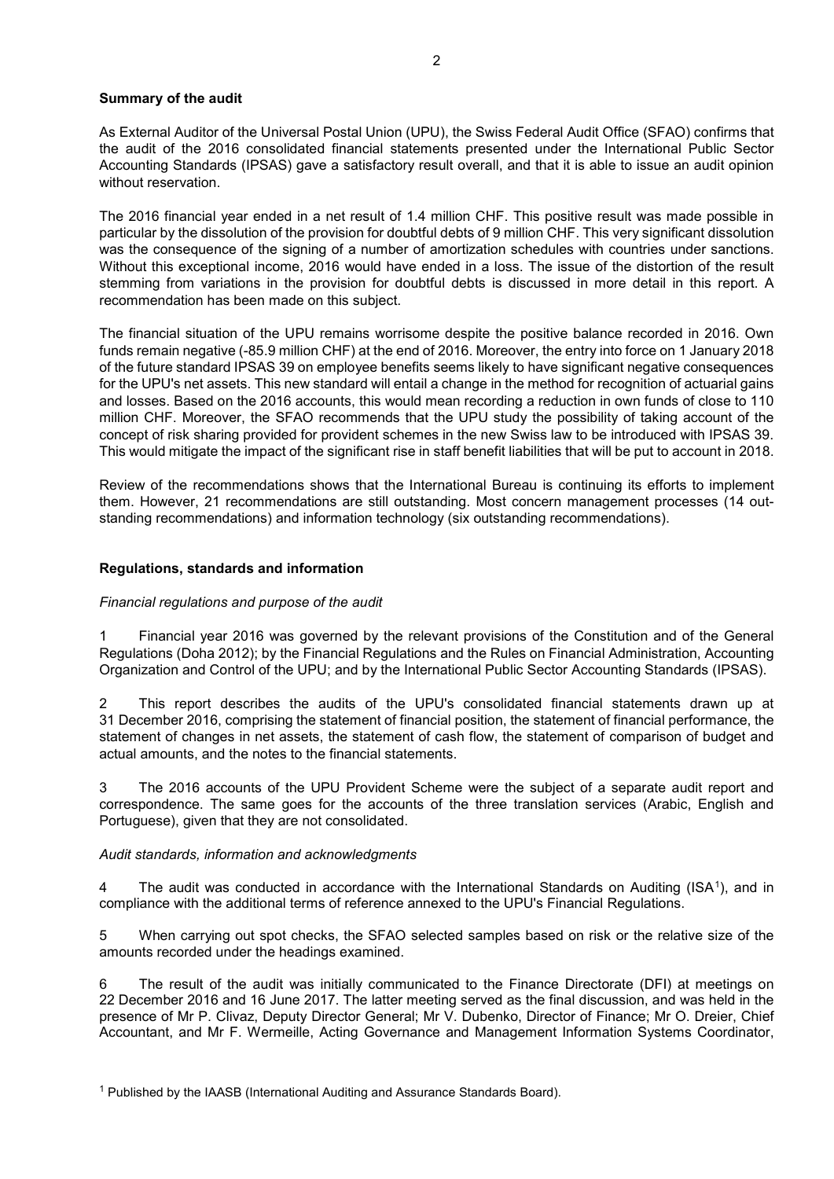**Summary of the audit**

As External Auditor of the Universal Postal Union (UPU), the Swiss Federal Audit Office (SFAO) confirms that the audit of the 2016 consolidated financial statements presented under the International Public Sector Accounting Standards (IPSAS) gave a satisfactory result overall, and that it is able to issue an audit opinion without reservation.

The 2016 financial year ended in a net result of 1.4 million CHF. This positive result was made possible in particular by the dissolution of the provision for doubtful debts of 9 million CHF. This very significant dissolution was the consequence of the signing of a number of amortization schedules with countries under sanctions. Without this exceptional income, 2016 would have ended in a loss. The issue of the distortion of the result stemming from variations in the provision for doubtful debts is discussed in more detail in this report. A recommendation has been made on this subject.

The financial situation of the UPU remains worrisome despite the positive balance recorded in 2016. Own funds remain negative (-85.9 million CHF) at the end of 2016. Moreover, the entry into force on 1 January 2018 of the future standard IPSAS 39 on employee benefits seems likely to have significant negative consequences for the UPU's net assets. This new standard will entail a change in the method for recognition of actuarial gains and losses. Based on the 2016 accounts, this would mean recording a reduction in own funds of close to 110 million CHF. Moreover, the SFAO recommends that the UPU study the possibility of taking account of the concept of risk sharing provided for provident schemes in the new Swiss law to be introduced with IPSAS 39. This would mitigate the impact of the significant rise in staff benefit liabilities that will be put to account in 2018.

Review of the recommendations shows that the International Bureau is continuing its efforts to implement them. However, 21 recommendations are still outstanding. Most concern management processes (14 outstanding recommendations) and information technology (six outstanding recommendations).

**Regulations, standards and information**

*Financial regulations and purpose of the audit*

1 Financial year 2016 was governed by the relevant provisions of the Constitution and of the General Regulations (Doha 2012); by the Financial Regulations and the Rules on Financial Administration, Accounting Organization and Control of the UPU; and by the International Public Sector Accounting Standards (IPSAS).

2 This report describes the audits of the UPU's consolidated financial statements drawn up at 31 December 2016, comprising the statement of financial position, the statement of financial performance, the statement of changes in net assets, the statement of cash flow, the statement of comparison of budget and actual amounts, and the notes to the financial statements.

3 The 2016 accounts of the UPU Provident Scheme were the subject of a separate audit report and correspondence. The same goes for the accounts of the three translation services (Arabic, English and Portuguese), given that they are not consolidated.

*Audit standards, information and acknowledgments*

4 The audit was conducted in accordance with the International Standards on Auditing (ISA[1]), and in compliance with the additional terms of reference annexed to the UPU's Financial Regulations.

5 When carrying out spot checks, the SFAO selected samples based on risk or the relative size of the amounts recorded under the headings examined.

6 The result of the audit was initially communicated to the Finance Directorate (DFI) at meetings on 22 December 2016 and 16 June 2017. The latter meeting served as the final discussion, and was held in the presence of Mr P. Clivaz, Deputy Director General; Mr V. Dubenko, Director of Finance; Mr O. Dreier, Chief Accountant, and Mr F. Wermeille, Acting Governance and Management Information Systems Coordinator,

[1] Published by the IAASB (International Auditing and Assurance Standards Board).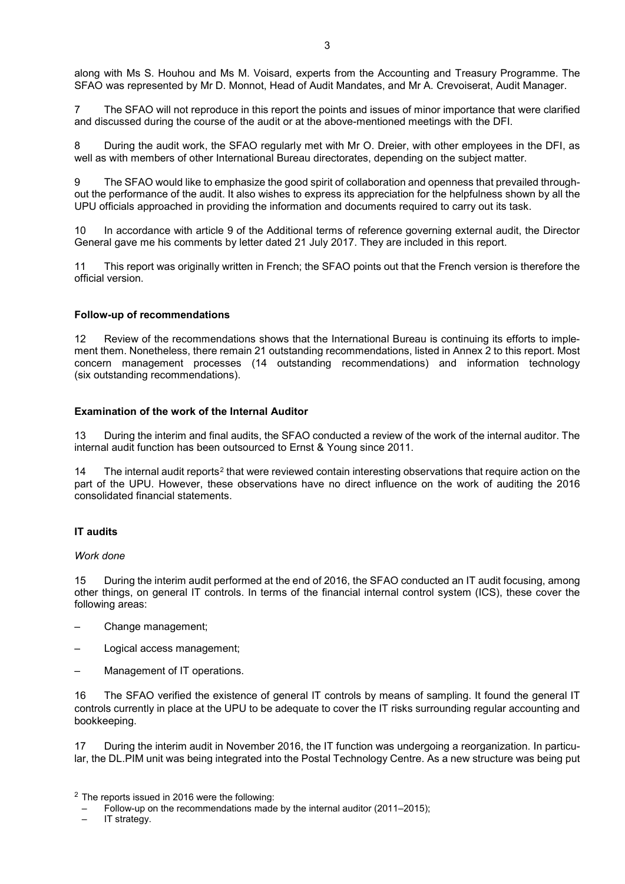along with Ms S. Houhou and Ms M. Voisard, experts from the Accounting and Treasury Programme. The SFAO was represented by Mr D. Monnot, Head of Audit Mandates, and Mr A. Crevoiserat, Audit Manager.

7 The SFAO will not reproduce in this report the points and issues of minor importance that were clarified and discussed during the course of the audit or at the above-mentioned meetings with the DFI.

8 During the audit work, the SFAO regularly met with Mr O. Dreier, with other employees in the DFI, as well as with members of other International Bureau directorates, depending on the subject matter.

9 The SFAO would like to emphasize the good spirit of collaboration and openness that prevailed throughout the performance of the audit. It also wishes to express its appreciation for the helpfulness shown by all the UPU officials approached in providing the information and documents required to carry out its task.

10 In accordance with article 9 of the Additional terms of reference governing external audit, the Director General gave me his comments by letter dated 21 July 2017. They are included in this report.

11 This report was originally written in French; the SFAO points out that the French version is therefore the official version.

**Follow-up of recommendations**

12 Review of the recommendations shows that the International Bureau is continuing its efforts to implement them. Nonetheless, there remain 21 outstanding recommendations, listed in Annex 2 to this report. Most concern management processes (14 outstanding recommendations) and information technology (six outstanding recommendations).

**Examination of the work of the Internal Auditor**

13 During the interim and final audits, the SFAO conducted a review of the work of the internal auditor. The internal audit function has been outsourced to Ernst & Young since 2011.

14 The internal audit reports[2] that were reviewed contain interesting observations that require action on the part of the UPU. However, these observations have no direct influence on the work of auditing the 2016 consolidated financial statements.

**IT audits**

*Work done*

15 During the interim audit performed at the end of 2016, the SFAO conducted an IT audit focusing, among other things, on general IT controls. In terms of the financial internal control system (ICS), these cover the following areas:

– Change management;

– Logical access management;

– Management of IT operations.

16 The SFAO verified the existence of general IT controls by means of sampling. It found the general IT controls currently in place at the UPU to be adequate to cover the IT risks surrounding regular accounting and bookkeeping.

17 During the interim audit in November 2016, the IT function was undergoing a reorganization. In particular, the DL.PIM unit was being integrated into the Postal Technology Centre. As a new structure was being put

[2] The reports issued in 2016 were the following:
– Follow-up on the recommendations made by the internal auditor (2011–2015);
– IT strategy.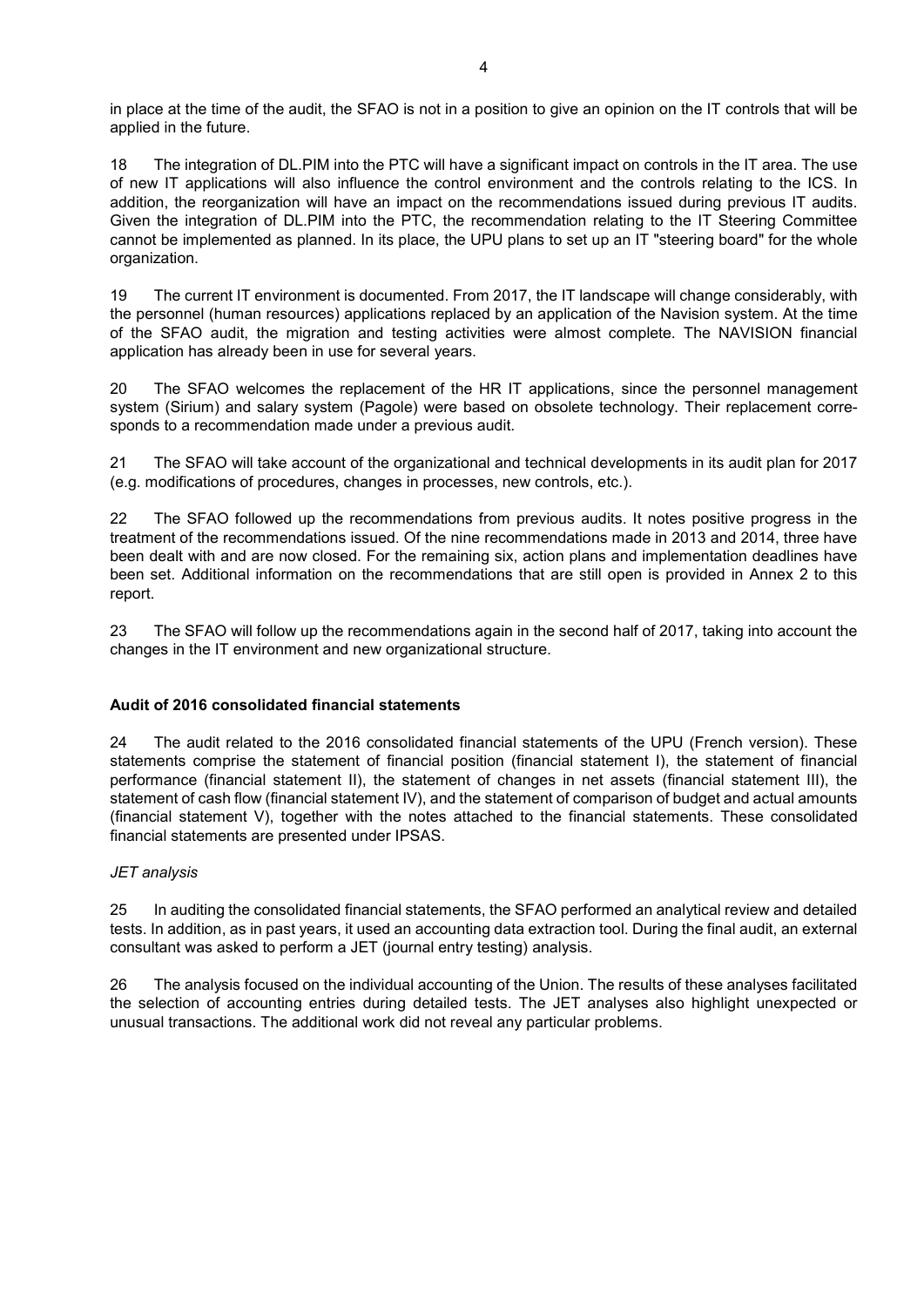in place at the time of the audit, the SFAO is not in a position to give an opinion on the IT controls that will be applied in the future.

18 The integration of DL.PIM into the PTC will have a significant impact on controls in the IT area. The use of new IT applications will also influence the control environment and the controls relating to the ICS. In addition, the reorganization will have an impact on the recommendations issued during previous IT audits. Given the integration of DL.PIM into the PTC, the recommendation relating to the IT Steering Committee cannot be implemented as planned. In its place, the UPU plans to set up an IT "steering board" for the whole organization.

19 The current IT environment is documented. From 2017, the IT landscape will change considerably, with the personnel (human resources) applications replaced by an application of the Navision system. At the time of the SFAO audit, the migration and testing activities were almost complete. The NAVISION financial application has already been in use for several years.

20 The SFAO welcomes the replacement of the HR IT applications, since the personnel management system (Sirium) and salary system (Pagole) were based on obsolete technology. Their replacement corresponds to a recommendation made under a previous audit.

21 The SFAO will take account of the organizational and technical developments in its audit plan for 2017 (e.g. modifications of procedures, changes in processes, new controls, etc.).

22 The SFAO followed up the recommendations from previous audits. It notes positive progress in the treatment of the recommendations issued. Of the nine recommendations made in 2013 and 2014, three have been dealt with and are now closed. For the remaining six, action plans and implementation deadlines have been set. Additional information on the recommendations that are still open is provided in Annex 2 to this report.

23 The SFAO will follow up the recommendations again in the second half of 2017, taking into account the changes in the IT environment and new organizational structure.

**Audit of 2016 consolidated financial statements**

24 The audit related to the 2016 consolidated financial statements of the UPU (French version). These statements comprise the statement of financial position (financial statement I), the statement of financial performance (financial statement II), the statement of changes in net assets (financial statement III), the statement of cash flow (financial statement IV), and the statement of comparison of budget and actual amounts (financial statement V), together with the notes attached to the financial statements. These consolidated financial statements are presented under IPSAS.

*JET analysis*

25 In auditing the consolidated financial statements, the SFAO performed an analytical review and detailed tests. In addition, as in past years, it used an accounting data extraction tool. During the final audit, an external consultant was asked to perform a JET (journal entry testing) analysis.

26 The analysis focused on the individual accounting of the Union. The results of these analyses facilitated the selection of accounting entries during detailed tests. The JET analyses also highlight unexpected or unusual transactions. The additional work did not reveal any particular problems.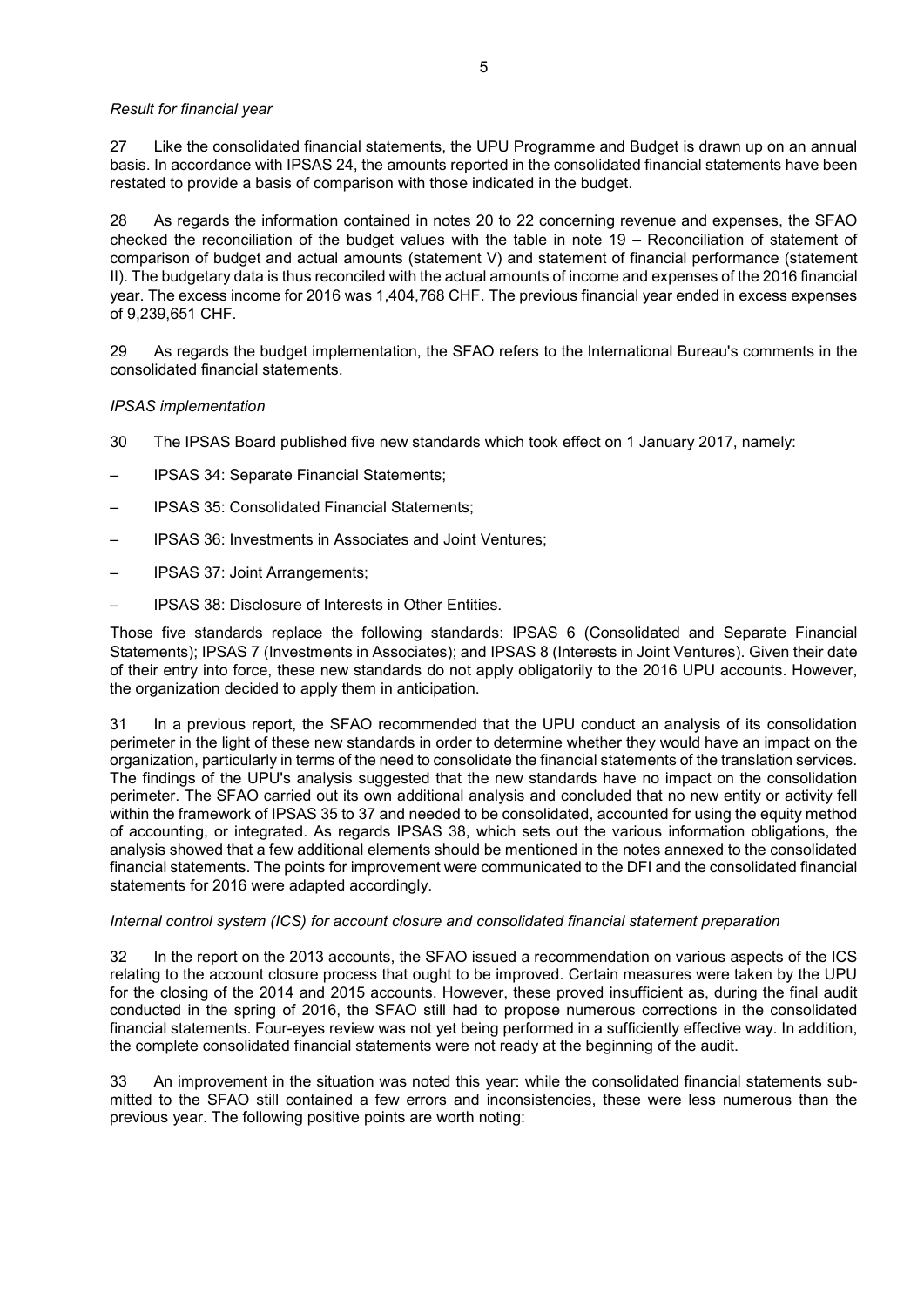*Result for financial year*

27 Like the consolidated financial statements, the UPU Programme and Budget is drawn up on an annual basis. In accordance with IPSAS 24, the amounts reported in the consolidated financial statements have been restated to provide a basis of comparison with those indicated in the budget.

28 As regards the information contained in notes 20 to 22 concerning revenue and expenses, the SFAO checked the reconciliation of the budget values with the table in note 19 – Reconciliation of statement of comparison of budget and actual amounts (statement V) and statement of financial performance (statement II). The budgetary data is thus reconciled with the actual amounts of income and expenses of the 2016 financial year. The excess income for 2016 was 1,404,768 CHF. The previous financial year ended in excess expenses of 9,239,651 CHF.

29 As regards the budget implementation, the SFAO refers to the International Bureau's comments in the consolidated financial statements.

*IPSAS implementation*

30 The IPSAS Board published five new standards which took effect on 1 January 2017, namely:

– IPSAS 34: Separate Financial Statements;

– IPSAS 35: Consolidated Financial Statements;

– IPSAS 36: Investments in Associates and Joint Ventures;

– IPSAS 37: Joint Arrangements;

– IPSAS 38: Disclosure of Interests in Other Entities.

Those five standards replace the following standards: IPSAS 6 (Consolidated and Separate Financial Statements); IPSAS 7 (Investments in Associates); and IPSAS 8 (Interests in Joint Ventures). Given their date of their entry into force, these new standards do not apply obligatorily to the 2016 UPU accounts. However, the organization decided to apply them in anticipation.

31 In a previous report, the SFAO recommended that the UPU conduct an analysis of its consolidation perimeter in the light of these new standards in order to determine whether they would have an impact on the organization, particularly in terms of the need to consolidate the financial statements of the translation services. The findings of the UPU's analysis suggested that the new standards have no impact on the consolidation perimeter. The SFAO carried out its own additional analysis and concluded that no new entity or activity fell within the framework of IPSAS 35 to 37 and needed to be consolidated, accounted for using the equity method of accounting, or integrated. As regards IPSAS 38, which sets out the various information obligations, the analysis showed that a few additional elements should be mentioned in the notes annexed to the consolidated financial statements. The points for improvement were communicated to the DFI and the consolidated financial statements for 2016 were adapted accordingly.

*Internal control system (ICS) for account closure and consolidated financial statement preparation*

32 In the report on the 2013 accounts, the SFAO issued a recommendation on various aspects of the ICS relating to the account closure process that ought to be improved. Certain measures were taken by the UPU for the closing of the 2014 and 2015 accounts. However, these proved insufficient as, during the final audit conducted in the spring of 2016, the SFAO still had to propose numerous corrections in the consolidated financial statements. Four-eyes review was not yet being performed in a sufficiently effective way. In addition, the complete consolidated financial statements were not ready at the beginning of the audit.

33 An improvement in the situation was noted this year: while the consolidated financial statements submitted to the SFAO still contained a few errors and inconsistencies, these were less numerous than the previous year. The following positive points are worth noting: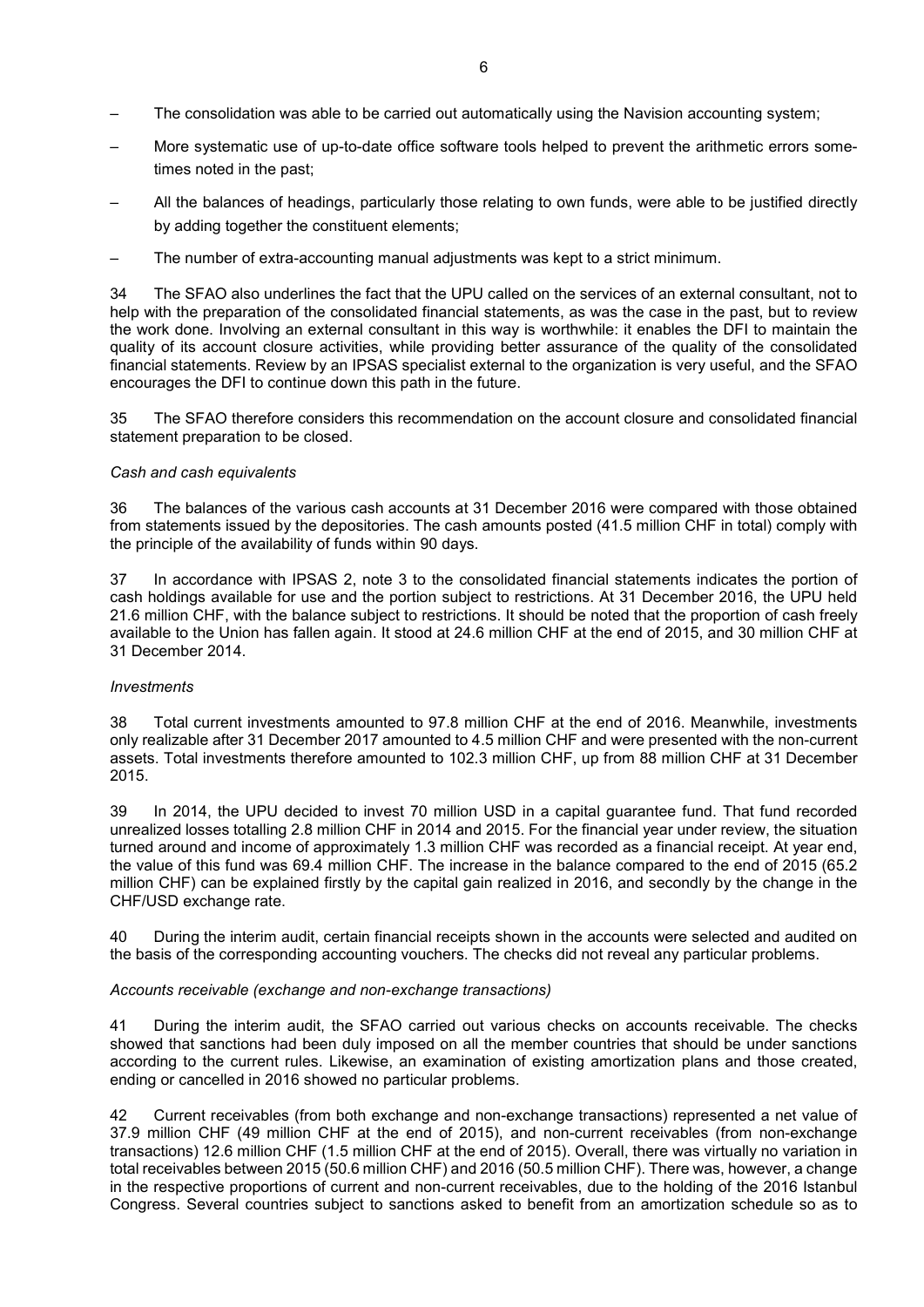- The consolidation was able to be carried out automatically using the Navision accounting system;
- More systematic use of up-to-date office software tools helped to prevent the arithmetic errors sometimes noted in the past;
- All the balances of headings, particularly those relating to own funds, were able to be justified directly by adding together the constituent elements;
- The number of extra-accounting manual adjustments was kept to a strict minimum.

34 The SFAO also underlines the fact that the UPU called on the services of an external consultant, not to help with the preparation of the consolidated financial statements, as was the case in the past, but to review the work done. Involving an external consultant in this way is worthwhile: it enables the DFI to maintain the quality of its account closure activities, while providing better assurance of the quality of the consolidated financial statements. Review by an IPSAS specialist external to the organization is very useful, and the SFAO encourages the DFI to continue down this path in the future.

35 The SFAO therefore considers this recommendation on the account closure and consolidated financial statement preparation to be closed.

*Cash and cash equivalents*

36 The balances of the various cash accounts at 31 December 2016 were compared with those obtained from statements issued by the depositories. The cash amounts posted (41.5 million CHF in total) comply with the principle of the availability of funds within 90 days.

37 In accordance with IPSAS 2, note 3 to the consolidated financial statements indicates the portion of cash holdings available for use and the portion subject to restrictions. At 31 December 2016, the UPU held 21.6 million CHF, with the balance subject to restrictions. It should be noted that the proportion of cash freely available to the Union has fallen again. It stood at 24.6 million CHF at the end of 2015, and 30 million CHF at 31 December 2014.

*Investments*

38 Total current investments amounted to 97.8 million CHF at the end of 2016. Meanwhile, investments only realizable after 31 December 2017 amounted to 4.5 million CHF and were presented with the non-current assets. Total investments therefore amounted to 102.3 million CHF, up from 88 million CHF at 31 December 2015.

39 In 2014, the UPU decided to invest 70 million USD in a capital guarantee fund. That fund recorded unrealized losses totalling 2.8 million CHF in 2014 and 2015. For the financial year under review, the situation turned around and income of approximately 1.3 million CHF was recorded as a financial receipt. At year end, the value of this fund was 69.4 million CHF. The increase in the balance compared to the end of 2015 (65.2 million CHF) can be explained firstly by the capital gain realized in 2016, and secondly by the change in the CHF/USD exchange rate.

40 During the interim audit, certain financial receipts shown in the accounts were selected and audited on the basis of the corresponding accounting vouchers. The checks did not reveal any particular problems.

*Accounts receivable (exchange and non-exchange transactions)*

41 During the interim audit, the SFAO carried out various checks on accounts receivable. The checks showed that sanctions had been duly imposed on all the member countries that should be under sanctions according to the current rules. Likewise, an examination of existing amortization plans and those created, ending or cancelled in 2016 showed no particular problems.

42 Current receivables (from both exchange and non-exchange transactions) represented a net value of 37.9 million CHF (49 million CHF at the end of 2015), and non-current receivables (from non-exchange transactions) 12.6 million CHF (1.5 million CHF at the end of 2015). Overall, there was virtually no variation in total receivables between 2015 (50.6 million CHF) and 2016 (50.5 million CHF). There was, however, a change in the respective proportions of current and non-current receivables, due to the holding of the 2016 Istanbul Congress. Several countries subject to sanctions asked to benefit from an amortization schedule so as to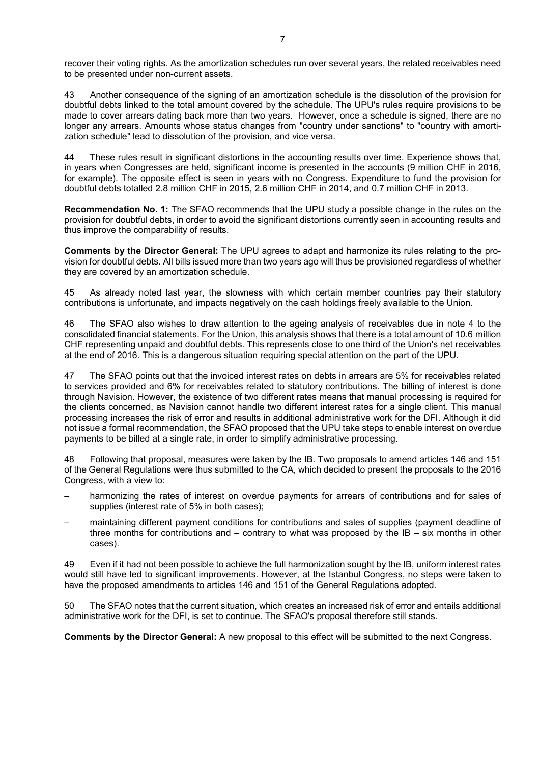recover their voting rights. As the amortization schedules run over several years, the related receivables need to be presented under non-current assets.

43 Another consequence of the signing of an amortization schedule is the dissolution of the provision for doubtful debts linked to the total amount covered by the schedule. The UPU's rules require provisions to be made to cover arrears dating back more than two years. However, once a schedule is signed, there are no longer any arrears. Amounts whose status changes from "country under sanctions" to "country with amortization schedule" lead to dissolution of the provision, and vice versa.

44 These rules result in significant distortions in the accounting results over time. Experience shows that, in years when Congresses are held, significant income is presented in the accounts (9 million CHF in 2016, for example). The opposite effect is seen in years with no Congress. Expenditure to fund the provision for doubtful debts totalled 2.8 million CHF in 2015, 2.6 million CHF in 2014, and 0.7 million CHF in 2013.

**Recommendation No. 1:** The SFAO recommends that the UPU study a possible change in the rules on the provision for doubtful debts, in order to avoid the significant distortions currently seen in accounting results and thus improve the comparability of results.

**Comments by the Director General:** The UPU agrees to adapt and harmonize its rules relating to the provision for doubtful debts. All bills issued more than two years ago will thus be provisioned regardless of whether they are covered by an amortization schedule.

45 As already noted last year, the slowness with which certain member countries pay their statutory contributions is unfortunate, and impacts negatively on the cash holdings freely available to the Union.

46 The SFAO also wishes to draw attention to the ageing analysis of receivables due in note 4 to the consolidated financial statements. For the Union, this analysis shows that there is a total amount of 10.6 million CHF representing unpaid and doubtful debts. This represents close to one third of the Union's net receivables at the end of 2016. This is a dangerous situation requiring special attention on the part of the UPU.

47 The SFAO points out that the invoiced interest rates on debts in arrears are 5% for receivables related to services provided and 6% for receivables related to statutory contributions. The billing of interest is done through Navision. However, the existence of two different rates means that manual processing is required for the clients concerned, as Navision cannot handle two different interest rates for a single client. This manual processing increases the risk of error and results in additional administrative work for the DFI. Although it did not issue a formal recommendation, the SFAO proposed that the UPU take steps to enable interest on overdue payments to be billed at a single rate, in order to simplify administrative processing.

48 Following that proposal, measures were taken by the IB. Two proposals to amend articles 146 and 151 of the General Regulations were thus submitted to the CA, which decided to present the proposals to the 2016 Congress, with a view to:

– harmonizing the rates of interest on overdue payments for arrears of contributions and for sales of supplies (interest rate of 5% in both cases);
– maintaining different payment conditions for contributions and sales of supplies (payment deadline of three months for contributions and – contrary to what was proposed by the IB – six months in other cases).

49 Even if it had not been possible to achieve the full harmonization sought by the IB, uniform interest rates would still have led to significant improvements. However, at the Istanbul Congress, no steps were taken to have the proposed amendments to articles 146 and 151 of the General Regulations adopted.

50 The SFAO notes that the current situation, which creates an increased risk of error and entails additional administrative work for the DFI, is set to continue. The SFAO's proposal therefore still stands.

**Comments by the Director General:** A new proposal to this effect will be submitted to the next Congress.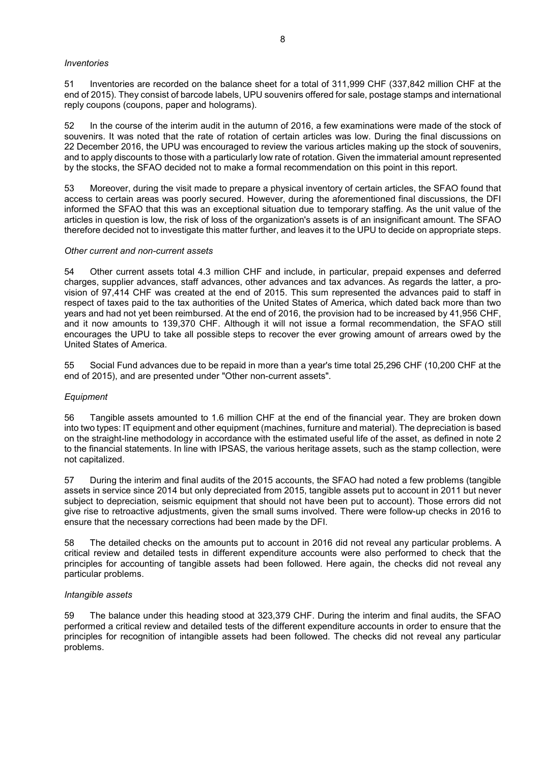*Inventories*

51 Inventories are recorded on the balance sheet for a total of 311,999 CHF (337,842 million CHF at the end of 2015). They consist of barcode labels, UPU souvenirs offered for sale, postage stamps and international reply coupons (coupons, paper and holograms).

52 In the course of the interim audit in the autumn of 2016, a few examinations were made of the stock of souvenirs. It was noted that the rate of rotation of certain articles was low. During the final discussions on 22 December 2016, the UPU was encouraged to review the various articles making up the stock of souvenirs, and to apply discounts to those with a particularly low rate of rotation. Given the immaterial amount represented by the stocks, the SFAO decided not to make a formal recommendation on this point in this report.

53 Moreover, during the visit made to prepare a physical inventory of certain articles, the SFAO found that access to certain areas was poorly secured. However, during the aforementioned final discussions, the DFI informed the SFAO that this was an exceptional situation due to temporary staffing. As the unit value of the articles in question is low, the risk of loss of the organization's assets is of an insignificant amount. The SFAO therefore decided not to investigate this matter further, and leaves it to the UPU to decide on appropriate steps.

*Other current and non-current assets*

54 Other current assets total 4.3 million CHF and include, in particular, prepaid expenses and deferred charges, supplier advances, staff advances, other advances and tax advances. As regards the latter, a provision of 97,414 CHF was created at the end of 2015. This sum represented the advances paid to staff in respect of taxes paid to the tax authorities of the United States of America, which dated back more than two years and had not yet been reimbursed. At the end of 2016, the provision had to be increased by 41,956 CHF, and it now amounts to 139,370 CHF. Although it will not issue a formal recommendation, the SFAO still encourages the UPU to take all possible steps to recover the ever growing amount of arrears owed by the United States of America.

55 Social Fund advances due to be repaid in more than a year's time total 25,296 CHF (10,200 CHF at the end of 2015), and are presented under "Other non-current assets".

*Equipment*

56 Tangible assets amounted to 1.6 million CHF at the end of the financial year. They are broken down into two types: IT equipment and other equipment (machines, furniture and material). The depreciation is based on the straight-line methodology in accordance with the estimated useful life of the asset, as defined in note 2 to the financial statements. In line with IPSAS, the various heritage assets, such as the stamp collection, were not capitalized.

57 During the interim and final audits of the 2015 accounts, the SFAO had noted a few problems (tangible assets in service since 2014 but only depreciated from 2015, tangible assets put to account in 2011 but never subject to depreciation, seismic equipment that should not have been put to account). Those errors did not give rise to retroactive adjustments, given the small sums involved. There were follow-up checks in 2016 to ensure that the necessary corrections had been made by the DFI.

58 The detailed checks on the amounts put to account in 2016 did not reveal any particular problems. A critical review and detailed tests in different expenditure accounts were also performed to check that the principles for accounting of tangible assets had been followed. Here again, the checks did not reveal any particular problems.

*Intangible assets*

59 The balance under this heading stood at 323,379 CHF. During the interim and final audits, the SFAO performed a critical review and detailed tests of the different expenditure accounts in order to ensure that the principles for recognition of intangible assets had been followed. The checks did not reveal any particular problems.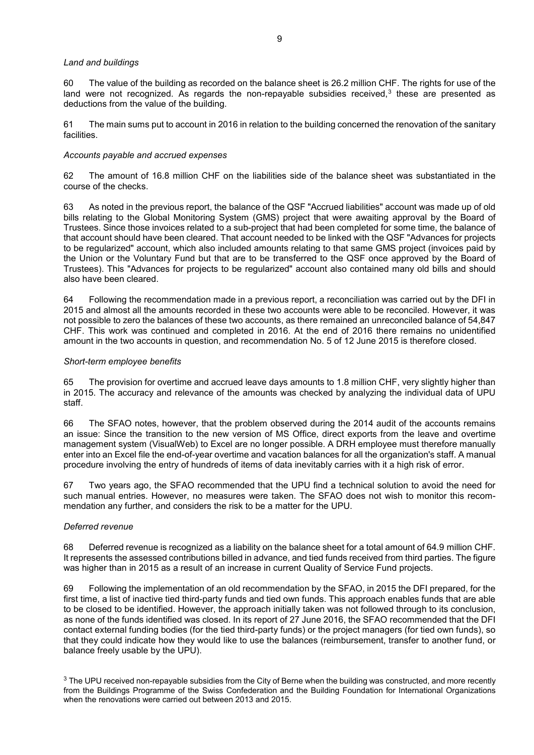*Land and buildings*

60 The value of the building as recorded on the balance sheet is 26.2 million CHF. The rights for use of the land were not recognized. As regards the non-repayable subsidies received,[3] these are presented as deductions from the value of the building.

61 The main sums put to account in 2016 in relation to the building concerned the renovation of the sanitary facilities.

*Accounts payable and accrued expenses*

62 The amount of 16.8 million CHF on the liabilities side of the balance sheet was substantiated in the course of the checks.

63 As noted in the previous report, the balance of the QSF "Accrued liabilities" account was made up of old bills relating to the Global Monitoring System (GMS) project that were awaiting approval by the Board of Trustees. Since those invoices related to a sub-project that had been completed for some time, the balance of that account should have been cleared. That account needed to be linked with the QSF "Advances for projects to be regularized" account, which also included amounts relating to that same GMS project (invoices paid by the Union or the Voluntary Fund but that are to be transferred to the QSF once approved by the Board of Trustees). This "Advances for projects to be regularized" account also contained many old bills and should also have been cleared.

64 Following the recommendation made in a previous report, a reconciliation was carried out by the DFI in 2015 and almost all the amounts recorded in these two accounts were able to be reconciled. However, it was not possible to zero the balances of these two accounts, as there remained an unreconciled balance of 54,847 CHF. This work was continued and completed in 2016. At the end of 2016 there remains no unidentified amount in the two accounts in question, and recommendation No. 5 of 12 June 2015 is therefore closed.

*Short-term employee benefits*

65 The provision for overtime and accrued leave days amounts to 1.8 million CHF, very slightly higher than in 2015. The accuracy and relevance of the amounts was checked by analyzing the individual data of UPU staff.

66 The SFAO notes, however, that the problem observed during the 2014 audit of the accounts remains an issue: Since the transition to the new version of MS Office, direct exports from the leave and overtime management system (VisualWeb) to Excel are no longer possible. A DRH employee must therefore manually enter into an Excel file the end-of-year overtime and vacation balances for all the organization's staff. A manual procedure involving the entry of hundreds of items of data inevitably carries with it a high risk of error.

67 Two years ago, the SFAO recommended that the UPU find a technical solution to avoid the need for such manual entries. However, no measures were taken. The SFAO does not wish to monitor this recommendation any further, and considers the risk to be a matter for the UPU.

*Deferred revenue*

68 Deferred revenue is recognized as a liability on the balance sheet for a total amount of 64.9 million CHF. It represents the assessed contributions billed in advance, and tied funds received from third parties. The figure was higher than in 2015 as a result of an increase in current Quality of Service Fund projects.

69 Following the implementation of an old recommendation by the SFAO, in 2015 the DFI prepared, for the first time, a list of inactive tied third-party funds and tied own funds. This approach enables funds that are able to be closed to be identified. However, the approach initially taken was not followed through to its conclusion, as none of the funds identified was closed. In its report of 27 June 2016, the SFAO recommended that the DFI contact external funding bodies (for the tied third-party funds) or the project managers (for tied own funds), so that they could indicate how they would like to use the balances (reimbursement, transfer to another fund, or balance freely usable by the UPU).

[3] The UPU received non-repayable subsidies from the City of Berne when the building was constructed, and more recently from the Buildings Programme of the Swiss Confederation and the Building Foundation for International Organizations when the renovations were carried out between 2013 and 2015.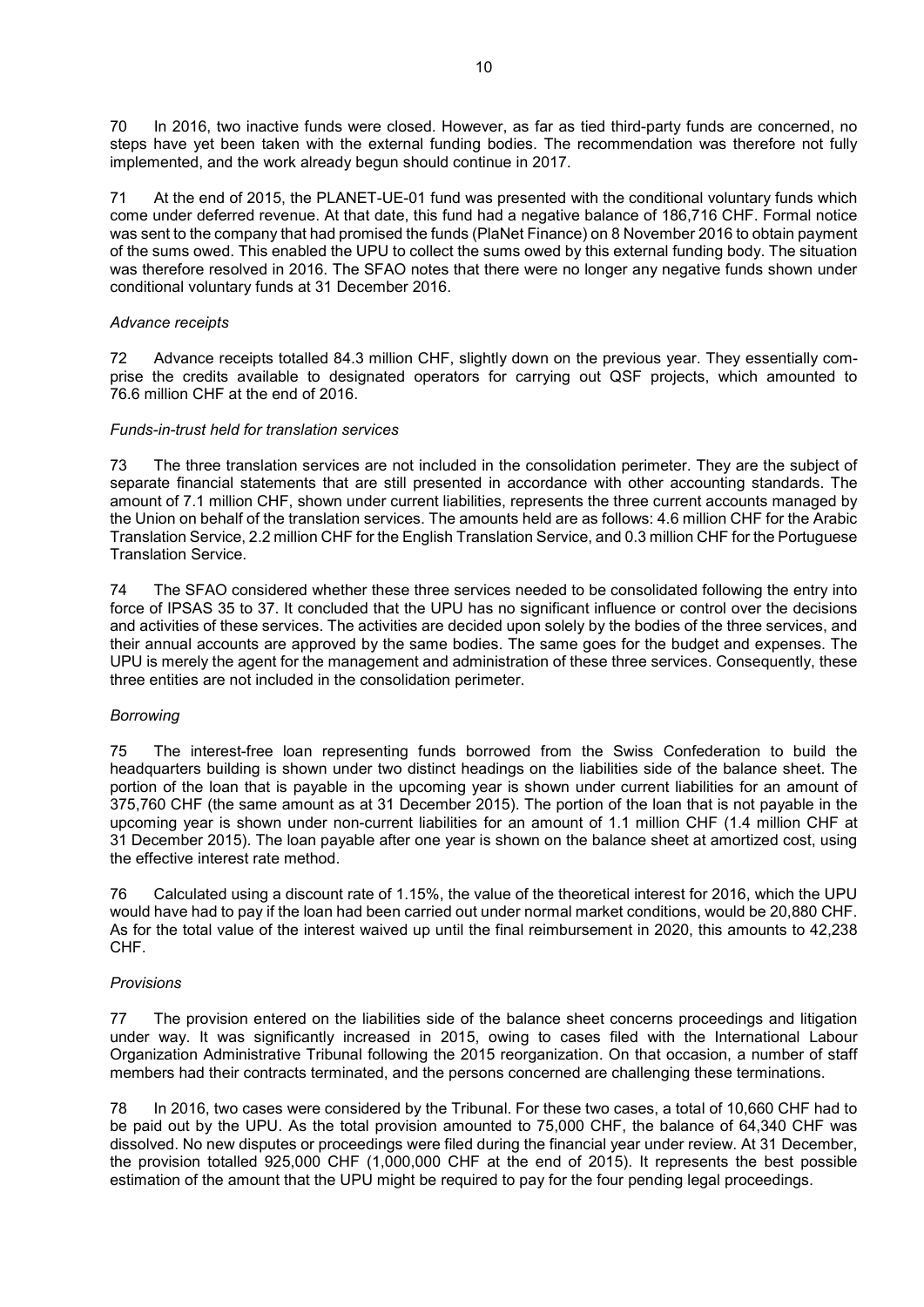70 In 2016, two inactive funds were closed. However, as far as tied third-party funds are concerned, no steps have yet been taken with the external funding bodies. The recommendation was therefore not fully implemented, and the work already begun should continue in 2017.

71 At the end of 2015, the PLANET-UE-01 fund was presented with the conditional voluntary funds which come under deferred revenue. At that date, this fund had a negative balance of 186,716 CHF. Formal notice was sent to the company that had promised the funds (PlaNet Finance) on 8 November 2016 to obtain payment of the sums owed. This enabled the UPU to collect the sums owed by this external funding body. The situation was therefore resolved in 2016. The SFAO notes that there were no longer any negative funds shown under conditional voluntary funds at 31 December 2016.

*Advance receipts*

72 Advance receipts totalled 84.3 million CHF, slightly down on the previous year. They essentially comprise the credits available to designated operators for carrying out QSF projects, which amounted to 76.6 million CHF at the end of 2016.

*Funds-in-trust held for translation services*

73 The three translation services are not included in the consolidation perimeter. They are the subject of separate financial statements that are still presented in accordance with other accounting standards. The amount of 7.1 million CHF, shown under current liabilities, represents the three current accounts managed by the Union on behalf of the translation services. The amounts held are as follows: 4.6 million CHF for the Arabic Translation Service, 2.2 million CHF for the English Translation Service, and 0.3 million CHF for the Portuguese Translation Service.

74 The SFAO considered whether these three services needed to be consolidated following the entry into force of IPSAS 35 to 37. It concluded that the UPU has no significant influence or control over the decisions and activities of these services. The activities are decided upon solely by the bodies of the three services, and their annual accounts are approved by the same bodies. The same goes for the budget and expenses. The UPU is merely the agent for the management and administration of these three services. Consequently, these three entities are not included in the consolidation perimeter.

*Borrowing*

75 The interest-free loan representing funds borrowed from the Swiss Confederation to build the headquarters building is shown under two distinct headings on the liabilities side of the balance sheet. The portion of the loan that is payable in the upcoming year is shown under current liabilities for an amount of 375,760 CHF (the same amount as at 31 December 2015). The portion of the loan that is not payable in the upcoming year is shown under non-current liabilities for an amount of 1.1 million CHF (1.4 million CHF at 31 December 2015). The loan payable after one year is shown on the balance sheet at amortized cost, using the effective interest rate method.

76 Calculated using a discount rate of 1.15%, the value of the theoretical interest for 2016, which the UPU would have had to pay if the loan had been carried out under normal market conditions, would be 20,880 CHF. As for the total value of the interest waived up until the final reimbursement in 2020, this amounts to 42,238 CHF.

*Provisions*

77 The provision entered on the liabilities side of the balance sheet concerns proceedings and litigation under way. It was significantly increased in 2015, owing to cases filed with the International Labour Organization Administrative Tribunal following the 2015 reorganization. On that occasion, a number of staff members had their contracts terminated, and the persons concerned are challenging these terminations.

78 In 2016, two cases were considered by the Tribunal. For these two cases, a total of 10,660 CHF had to be paid out by the UPU. As the total provision amounted to 75,000 CHF, the balance of 64,340 CHF was dissolved. No new disputes or proceedings were filed during the financial year under review. At 31 December, the provision totalled 925,000 CHF (1,000,000 CHF at the end of 2015). It represents the best possible estimation of the amount that the UPU might be required to pay for the four pending legal proceedings.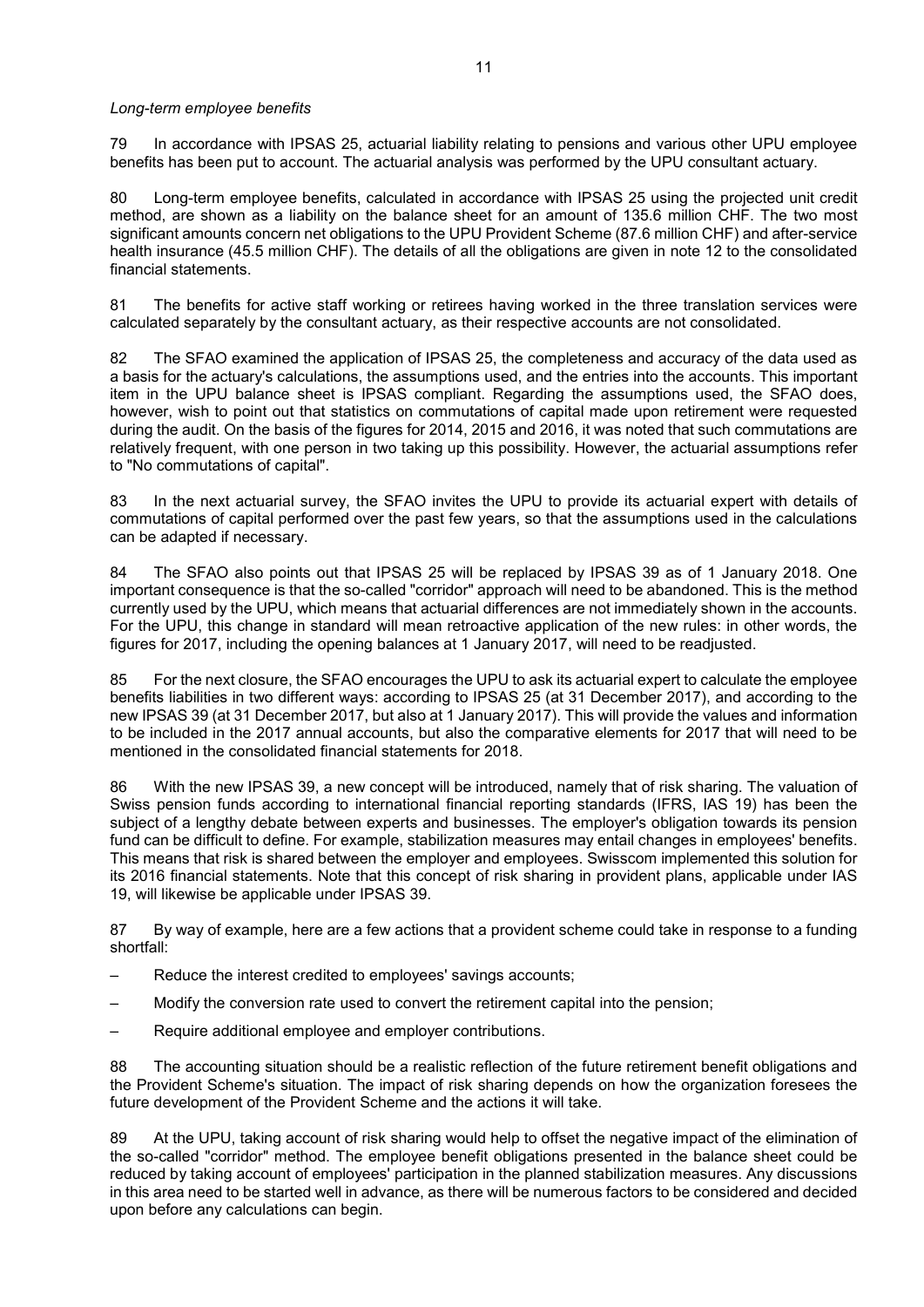*Long-term employee benefits*

79 In accordance with IPSAS 25, actuarial liability relating to pensions and various other UPU employee benefits has been put to account. The actuarial analysis was performed by the UPU consultant actuary.

80 Long-term employee benefits, calculated in accordance with IPSAS 25 using the projected unit credit method, are shown as a liability on the balance sheet for an amount of 135.6 million CHF. The two most significant amounts concern net obligations to the UPU Provident Scheme (87.6 million CHF) and after-service health insurance (45.5 million CHF). The details of all the obligations are given in note 12 to the consolidated financial statements.

81 The benefits for active staff working or retirees having worked in the three translation services were calculated separately by the consultant actuary, as their respective accounts are not consolidated.

82 The SFAO examined the application of IPSAS 25, the completeness and accuracy of the data used as a basis for the actuary's calculations, the assumptions used, and the entries into the accounts. This important item in the UPU balance sheet is IPSAS compliant. Regarding the assumptions used, the SFAO does, however, wish to point out that statistics on commutations of capital made upon retirement were requested during the audit. On the basis of the figures for 2014, 2015 and 2016, it was noted that such commutations are relatively frequent, with one person in two taking up this possibility. However, the actuarial assumptions refer to "No commutations of capital".

83 In the next actuarial survey, the SFAO invites the UPU to provide its actuarial expert with details of commutations of capital performed over the past few years, so that the assumptions used in the calculations can be adapted if necessary.

84 The SFAO also points out that IPSAS 25 will be replaced by IPSAS 39 as of 1 January 2018. One important consequence is that the so-called "corridor" approach will need to be abandoned. This is the method currently used by the UPU, which means that actuarial differences are not immediately shown in the accounts. For the UPU, this change in standard will mean retroactive application of the new rules: in other words, the figures for 2017, including the opening balances at 1 January 2017, will need to be readjusted.

85 For the next closure, the SFAO encourages the UPU to ask its actuarial expert to calculate the employee benefits liabilities in two different ways: according to IPSAS 25 (at 31 December 2017), and according to the new IPSAS 39 (at 31 December 2017, but also at 1 January 2017). This will provide the values and information to be included in the 2017 annual accounts, but also the comparative elements for 2017 that will need to be mentioned in the consolidated financial statements for 2018.

86 With the new IPSAS 39, a new concept will be introduced, namely that of risk sharing. The valuation of Swiss pension funds according to international financial reporting standards (IFRS, IAS 19) has been the subject of a lengthy debate between experts and businesses. The employer's obligation towards its pension fund can be difficult to define. For example, stabilization measures may entail changes in employees' benefits. This means that risk is shared between the employer and employees. Swisscom implemented this solution for its 2016 financial statements. Note that this concept of risk sharing in provident plans, applicable under IAS 19, will likewise be applicable under IPSAS 39.

87 By way of example, here are a few actions that a provident scheme could take in response to a funding shortfall:

- Reduce the interest credited to employees' savings accounts;
- Modify the conversion rate used to convert the retirement capital into the pension;
- Require additional employee and employer contributions.

88 The accounting situation should be a realistic reflection of the future retirement benefit obligations and the Provident Scheme's situation. The impact of risk sharing depends on how the organization foresees the future development of the Provident Scheme and the actions it will take.

89 At the UPU, taking account of risk sharing would help to offset the negative impact of the elimination of the so-called "corridor" method. The employee benefit obligations presented in the balance sheet could be reduced by taking account of employees' participation in the planned stabilization measures. Any discussions in this area need to be started well in advance, as there will be numerous factors to be considered and decided upon before any calculations can begin.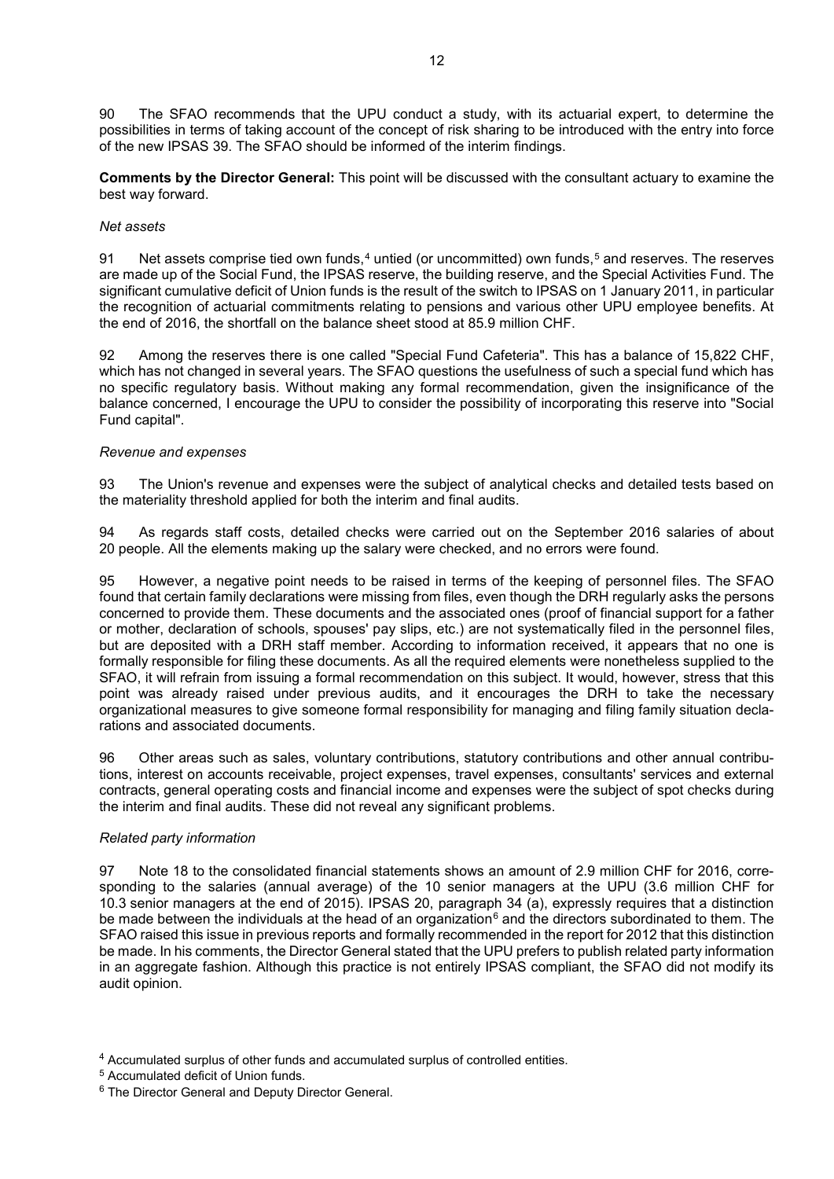90 The SFAO recommends that the UPU conduct a study, with its actuarial expert, to determine the possibilities in terms of taking account of the concept of risk sharing to be introduced with the entry into force of the new IPSAS 39. The SFAO should be informed of the interim findings.

**Comments by the Director General:** This point will be discussed with the consultant actuary to examine the best way forward.

*Net assets*

91 Net assets comprise tied own funds,[4] untied (or uncommitted) own funds,[5] and reserves. The reserves are made up of the Social Fund, the IPSAS reserve, the building reserve, and the Special Activities Fund. The significant cumulative deficit of Union funds is the result of the switch to IPSAS on 1 January 2011, in particular the recognition of actuarial commitments relating to pensions and various other UPU employee benefits. At the end of 2016, the shortfall on the balance sheet stood at 85.9 million CHF.

92 Among the reserves there is one called "Special Fund Cafeteria". This has a balance of 15,822 CHF, which has not changed in several years. The SFAO questions the usefulness of such a special fund which has no specific regulatory basis. Without making any formal recommendation, given the insignificance of the balance concerned, I encourage the UPU to consider the possibility of incorporating this reserve into "Social Fund capital".

*Revenue and expenses*

93 The Union's revenue and expenses were the subject of analytical checks and detailed tests based on the materiality threshold applied for both the interim and final audits.

94 As regards staff costs, detailed checks were carried out on the September 2016 salaries of about 20 people. All the elements making up the salary were checked, and no errors were found.

95 However, a negative point needs to be raised in terms of the keeping of personnel files. The SFAO found that certain family declarations were missing from files, even though the DRH regularly asks the persons concerned to provide them. These documents and the associated ones (proof of financial support for a father or mother, declaration of schools, spouses' pay slips, etc.) are not systematically filed in the personnel files, but are deposited with a DRH staff member. According to information received, it appears that no one is formally responsible for filing these documents. As all the required elements were nonetheless supplied to the SFAO, it will refrain from issuing a formal recommendation on this subject. It would, however, stress that this point was already raised under previous audits, and it encourages the DRH to take the necessary organizational measures to give someone formal responsibility for managing and filing family situation declarations and associated documents.

96 Other areas such as sales, voluntary contributions, statutory contributions and other annual contributions, interest on accounts receivable, project expenses, travel expenses, consultants' services and external contracts, general operating costs and financial income and expenses were the subject of spot checks during the interim and final audits. These did not reveal any significant problems.

*Related party information*

97 Note 18 to the consolidated financial statements shows an amount of 2.9 million CHF for 2016, corresponding to the salaries (annual average) of the 10 senior managers at the UPU (3.6 million CHF for 10.3 senior managers at the end of 2015). IPSAS 20, paragraph 34 (a), expressly requires that a distinction be made between the individuals at the head of an organization[6] and the directors subordinated to them. The SFAO raised this issue in previous reports and formally recommended in the report for 2012 that this distinction be made. In his comments, the Director General stated that the UPU prefers to publish related party information in an aggregate fashion. Although this practice is not entirely IPSAS compliant, the SFAO did not modify its audit opinion.

---

[4] Accumulated surplus of other funds and accumulated surplus of controlled entities.

[5] Accumulated deficit of Union funds.

[6] The Director General and Deputy Director General.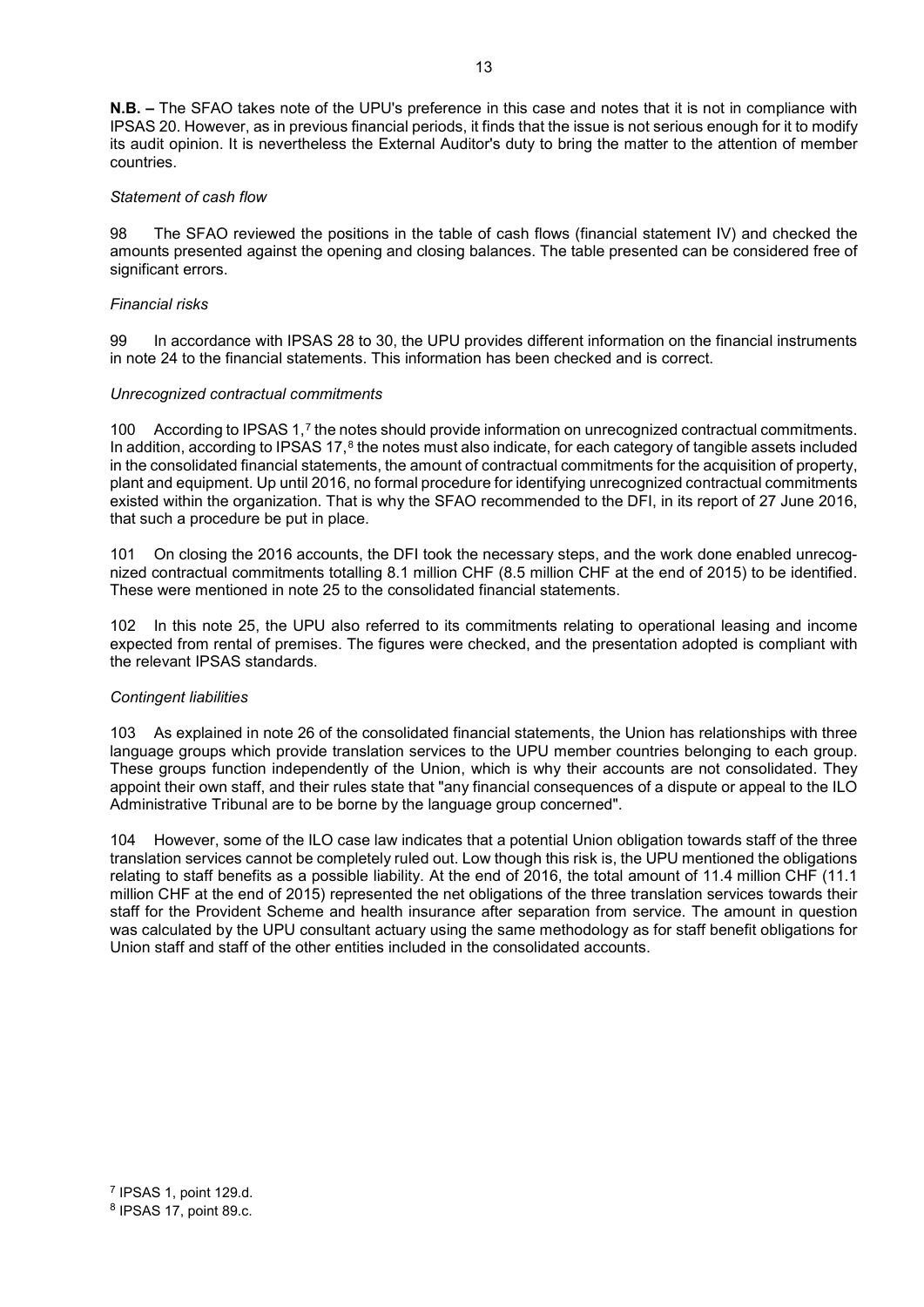**N.B. –** The SFAO takes note of the UPU's preference in this case and notes that it is not in compliance with IPSAS 20. However, as in previous financial periods, it finds that the issue is not serious enough for it to modify its audit opinion. It is nevertheless the External Auditor's duty to bring the matter to the attention of member countries.

*Statement of cash flow*

98 The SFAO reviewed the positions in the table of cash flows (financial statement IV) and checked the amounts presented against the opening and closing balances. The table presented can be considered free of significant errors.

*Financial risks*

99 In accordance with IPSAS 28 to 30, the UPU provides different information on the financial instruments in note 24 to the financial statements. This information has been checked and is correct.

*Unrecognized contractual commitments*

100 According to IPSAS 1,[7] the notes should provide information on unrecognized contractual commitments. In addition, according to IPSAS 17,[8] the notes must also indicate, for each category of tangible assets included in the consolidated financial statements, the amount of contractual commitments for the acquisition of property, plant and equipment. Up until 2016, no formal procedure for identifying unrecognized contractual commitments existed within the organization. That is why the SFAO recommended to the DFI, in its report of 27 June 2016, that such a procedure be put in place.

101 On closing the 2016 accounts, the DFI took the necessary steps, and the work done enabled unrecognized contractual commitments totalling 8.1 million CHF (8.5 million CHF at the end of 2015) to be identified. These were mentioned in note 25 to the consolidated financial statements.

102 In this note 25, the UPU also referred to its commitments relating to operational leasing and income expected from rental of premises. The figures were checked, and the presentation adopted is compliant with the relevant IPSAS standards.

*Contingent liabilities*

103 As explained in note 26 of the consolidated financial statements, the Union has relationships with three language groups which provide translation services to the UPU member countries belonging to each group. These groups function independently of the Union, which is why their accounts are not consolidated. They appoint their own staff, and their rules state that "any financial consequences of a dispute or appeal to the ILO Administrative Tribunal are to be borne by the language group concerned".

104 However, some of the ILO case law indicates that a potential Union obligation towards staff of the three translation services cannot be completely ruled out. Low though this risk is, the UPU mentioned the obligations relating to staff benefits as a possible liability. At the end of 2016, the total amount of 11.4 million CHF (11.1 million CHF at the end of 2015) represented the net obligations of the three translation services towards their staff for the Provident Scheme and health insurance after separation from service. The amount in question was calculated by the UPU consultant actuary using the same methodology as for staff benefit obligations for Union staff and staff of the other entities included in the consolidated accounts.

[7] IPSAS 1, point 129.d.
[8] IPSAS 17, point 89.c.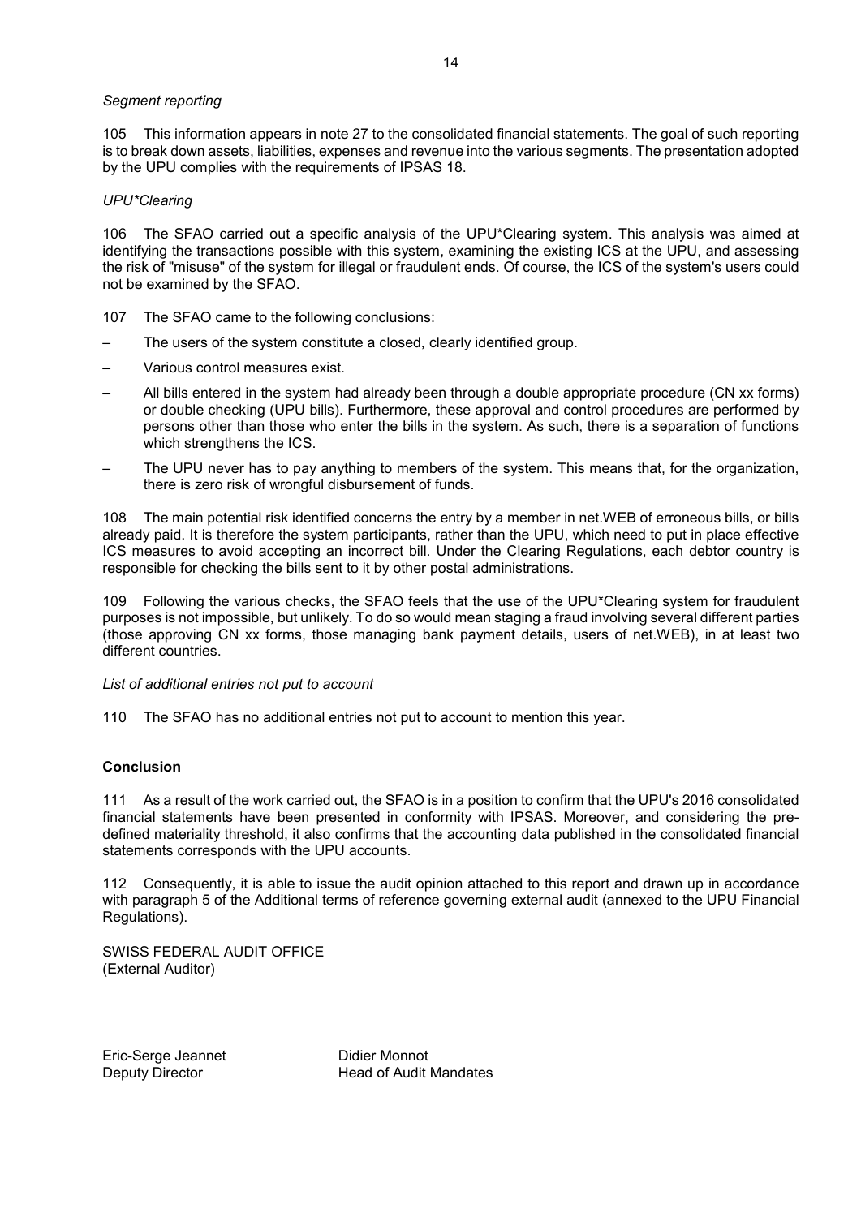*Segment reporting*

105 This information appears in note 27 to the consolidated financial statements. The goal of such reporting is to break down assets, liabilities, expenses and revenue into the various segments. The presentation adopted by the UPU complies with the requirements of IPSAS 18.

*UPU*Clearing*

106 The SFAO carried out a specific analysis of the UPU*Clearing system. This analysis was aimed at identifying the transactions possible with this system, examining the existing ICS at the UPU, and assessing the risk of "misuse" of the system for illegal or fraudulent ends. Of course, the ICS of the system's users could not be examined by the SFAO.

107 The SFAO came to the following conclusions:

– The users of the system constitute a closed, clearly identified group.

– Various control measures exist.

– All bills entered in the system had already been through a double appropriate procedure (CN xx forms) or double checking (UPU bills). Furthermore, these approval and control procedures are performed by persons other than those who enter the bills in the system. As such, there is a separation of functions which strengthens the ICS.

– The UPU never has to pay anything to members of the system. This means that, for the organization, there is zero risk of wrongful disbursement of funds.

108 The main potential risk identified concerns the entry by a member in net.WEB of erroneous bills, or bills already paid. It is therefore the system participants, rather than the UPU, which need to put in place effective ICS measures to avoid accepting an incorrect bill. Under the Clearing Regulations, each debtor country is responsible for checking the bills sent to it by other postal administrations.

109 Following the various checks, the SFAO feels that the use of the UPU*Clearing system for fraudulent purposes is not impossible, but unlikely. To do so would mean staging a fraud involving several different parties (those approving CN xx forms, those managing bank payment details, users of net.WEB), in at least two different countries.

*List of additional entries not put to account*

110 The SFAO has no additional entries not put to account to mention this year.

**Conclusion**

111 As a result of the work carried out, the SFAO is in a position to confirm that the UPU's 2016 consolidated financial statements have been presented in conformity with IPSAS. Moreover, and considering the pre-defined materiality threshold, it also confirms that the accounting data published in the consolidated financial statements corresponds with the UPU accounts.

112 Consequently, it is able to issue the audit opinion attached to this report and drawn up in accordance with paragraph 5 of the Additional terms of reference governing external audit (annexed to the UPU Financial Regulations).

SWISS FEDERAL AUDIT OFFICE
(External Auditor)

Eric-Serge Jeannet
Deputy Director

Didier Monnot
Head of Audit Mandates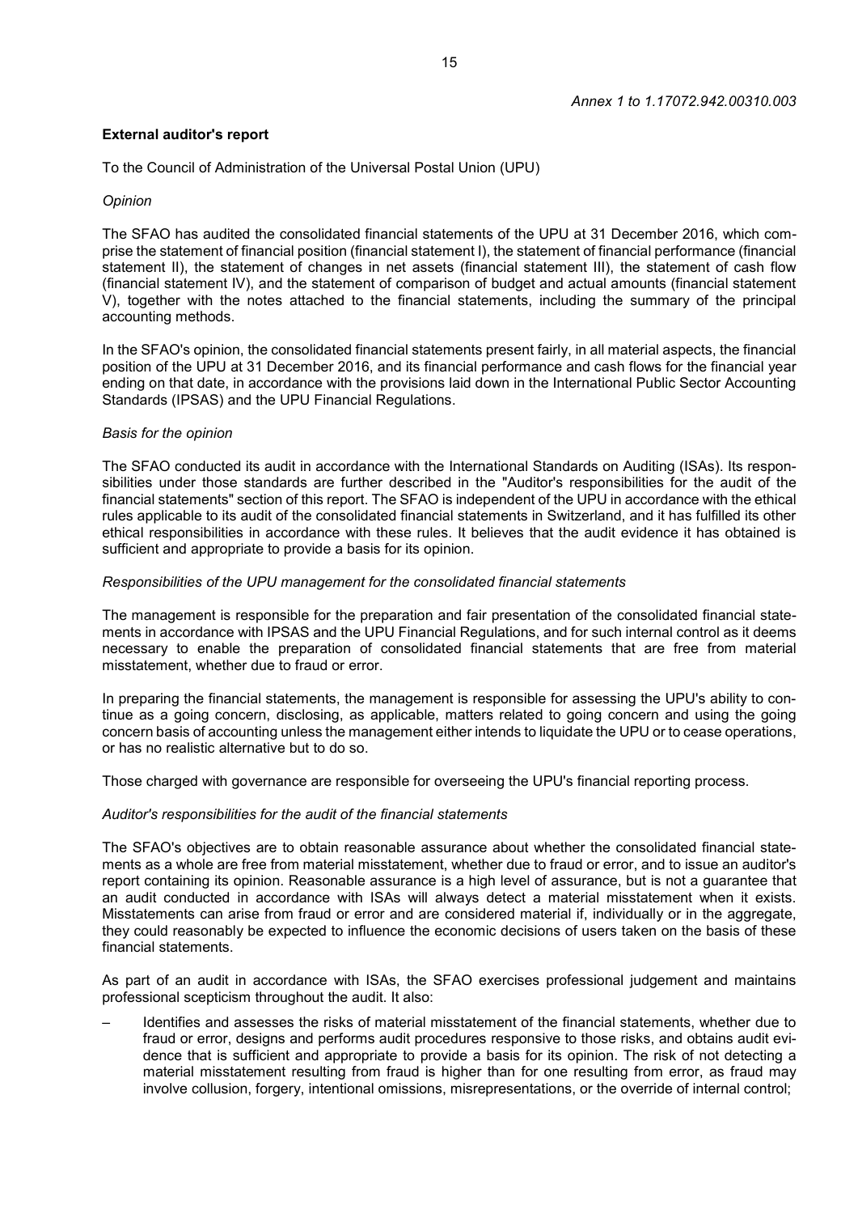*Annex 1 to 1.17072.942.00310.003*

**External auditor's report**

To the Council of Administration of the Universal Postal Union (UPU)

*Opinion*

The SFAO has audited the consolidated financial statements of the UPU at 31 December 2016, which comprise the statement of financial position (financial statement I), the statement of financial performance (financial statement II), the statement of changes in net assets (financial statement III), the statement of cash flow (financial statement IV), and the statement of comparison of budget and actual amounts (financial statement V), together with the notes attached to the financial statements, including the summary of the principal accounting methods.

In the SFAO's opinion, the consolidated financial statements present fairly, in all material aspects, the financial position of the UPU at 31 December 2016, and its financial performance and cash flows for the financial year ending on that date, in accordance with the provisions laid down in the International Public Sector Accounting Standards (IPSAS) and the UPU Financial Regulations.

*Basis for the opinion*

The SFAO conducted its audit in accordance with the International Standards on Auditing (ISAs). Its responsibilities under those standards are further described in the "Auditor's responsibilities for the audit of the financial statements" section of this report. The SFAO is independent of the UPU in accordance with the ethical rules applicable to its audit of the consolidated financial statements in Switzerland, and it has fulfilled its other ethical responsibilities in accordance with these rules. It believes that the audit evidence it has obtained is sufficient and appropriate to provide a basis for its opinion.

*Responsibilities of the UPU management for the consolidated financial statements*

The management is responsible for the preparation and fair presentation of the consolidated financial statements in accordance with IPSAS and the UPU Financial Regulations, and for such internal control as it deems necessary to enable the preparation of consolidated financial statements that are free from material misstatement, whether due to fraud or error.

In preparing the financial statements, the management is responsible for assessing the UPU's ability to continue as a going concern, disclosing, as applicable, matters related to going concern and using the going concern basis of accounting unless the management either intends to liquidate the UPU or to cease operations, or has no realistic alternative but to do so.

Those charged with governance are responsible for overseeing the UPU's financial reporting process.

*Auditor's responsibilities for the audit of the financial statements*

The SFAO's objectives are to obtain reasonable assurance about whether the consolidated financial statements as a whole are free from material misstatement, whether due to fraud or error, and to issue an auditor's report containing its opinion. Reasonable assurance is a high level of assurance, but is not a guarantee that an audit conducted in accordance with ISAs will always detect a material misstatement when it exists. Misstatements can arise from fraud or error and are considered material if, individually or in the aggregate, they could reasonably be expected to influence the economic decisions of users taken on the basis of these financial statements.

As part of an audit in accordance with ISAs, the SFAO exercises professional judgement and maintains professional scepticism throughout the audit. It also:

– Identifies and assesses the risks of material misstatement of the financial statements, whether due to fraud or error, designs and performs audit procedures responsive to those risks, and obtains audit evidence that is sufficient and appropriate to provide a basis for its opinion. The risk of not detecting a material misstatement resulting from fraud is higher than for one resulting from error, as fraud may involve collusion, forgery, intentional omissions, misrepresentations, or the override of internal control;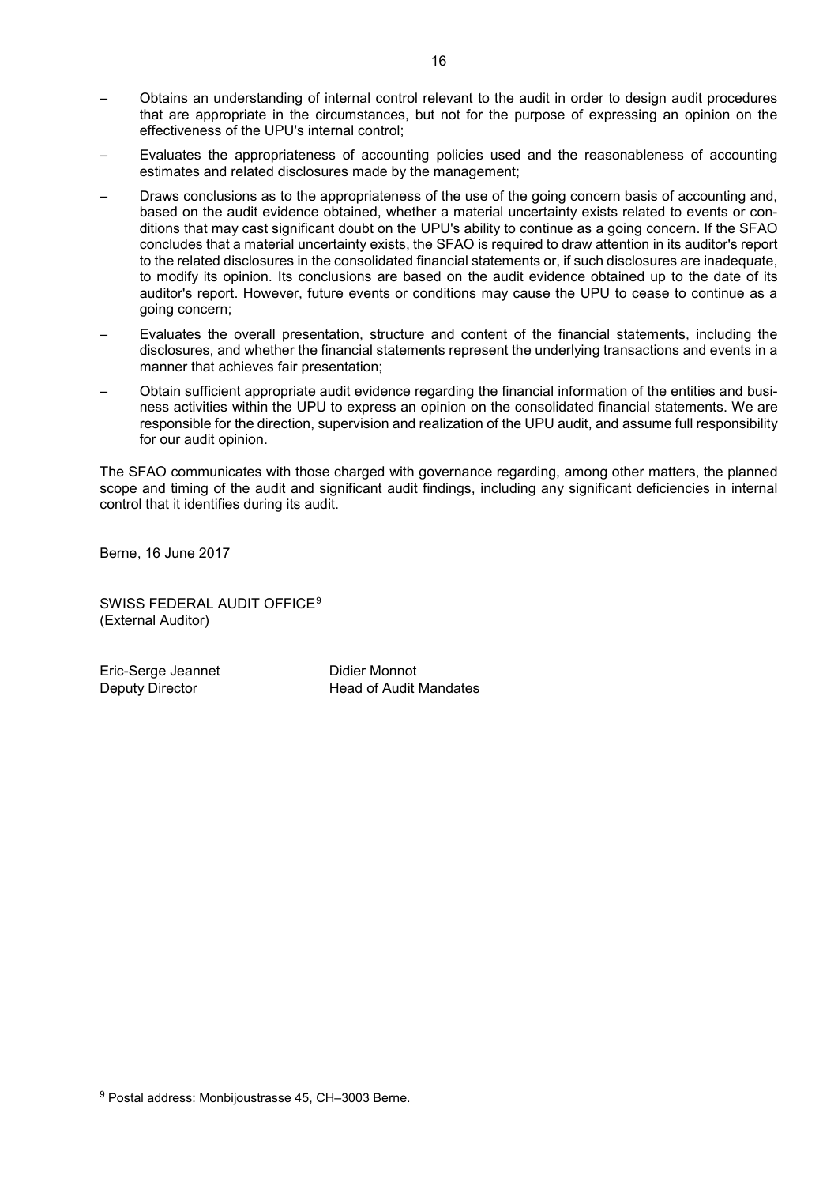– Obtains an understanding of internal control relevant to the audit in order to design audit procedures that are appropriate in the circumstances, but not for the purpose of expressing an opinion on the effectiveness of the UPU's internal control;

– Evaluates the appropriateness of accounting policies used and the reasonableness of accounting estimates and related disclosures made by the management;

– Draws conclusions as to the appropriateness of the use of the going concern basis of accounting and, based on the audit evidence obtained, whether a material uncertainty exists related to events or conditions that may cast significant doubt on the UPU's ability to continue as a going concern. If the SFAO concludes that a material uncertainty exists, the SFAO is required to draw attention in its auditor's report to the related disclosures in the consolidated financial statements or, if such disclosures are inadequate, to modify its opinion. Its conclusions are based on the audit evidence obtained up to the date of its auditor's report. However, future events or conditions may cause the UPU to cease to continue as a going concern;

– Evaluates the overall presentation, structure and content of the financial statements, including the disclosures, and whether the financial statements represent the underlying transactions and events in a manner that achieves fair presentation;

– Obtain sufficient appropriate audit evidence regarding the financial information of the entities and business activities within the UPU to express an opinion on the consolidated financial statements. We are responsible for the direction, supervision and realization of the UPU audit, and assume full responsibility for our audit opinion.

The SFAO communicates with those charged with governance regarding, among other matters, the planned scope and timing of the audit and significant audit findings, including any significant deficiencies in internal control that it identifies during its audit.

Berne, 16 June 2017

SWISS FEDERAL AUDIT OFFICE[9]
(External Auditor)

Eric-Serge Jeannet
Deputy Director

Didier Monnot
Head of Audit Mandates

[9] Postal address: Monbijoustrasse 45, CH–3003 Berne.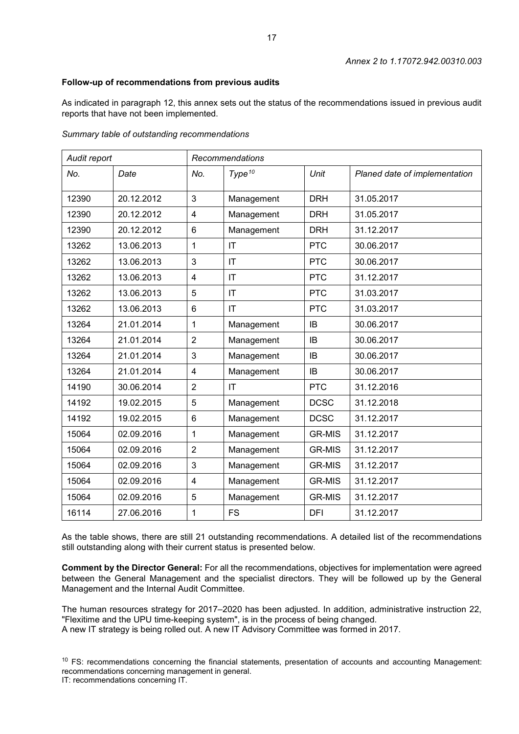*Annex 2 to 1.17072.942.00310.003*

**Follow-up of recommendations from previous audits**

As indicated in paragraph 12, this annex sets out the status of the recommendations issued in previous audit reports that have not been implemented.

*Summary table of outstanding recommendations*

| *Audit report* | | *Recommendations* | | | |
|---|---|---|---|---|---|
| *No.* | *Date* | *No.* | *Type*[10] | *Unit* | *Planed date of implementation* |
| 12390 | 20.12.2012 | 3 | Management | DRH | 31.05.2017 |
| 12390 | 20.12.2012 | 4 | Management | DRH | 31.05.2017 |
| 12390 | 20.12.2012 | 6 | Management | DRH | 31.12.2017 |
| 13262 | 13.06.2013 | 1 | IT | PTC | 30.06.2017 |
| 13262 | 13.06.2013 | 3 | IT | PTC | 30.06.2017 |
| 13262 | 13.06.2013 | 4 | IT | PTC | 31.12.2017 |
| 13262 | 13.06.2013 | 5 | IT | PTC | 31.03.2017 |
| 13262 | 13.06.2013 | 6 | IT | PTC | 31.03.2017 |
| 13264 | 21.01.2014 | 1 | Management | IB | 30.06.2017 |
| 13264 | 21.01.2014 | 2 | Management | IB | 30.06.2017 |
| 13264 | 21.01.2014 | 3 | Management | IB | 30.06.2017 |
| 13264 | 21.01.2014 | 4 | Management | IB | 30.06.2017 |
| 14190 | 30.06.2014 | 2 | IT | PTC | 31.12.2016 |
| 14192 | 19.02.2015 | 5 | Management | DCSC | 31.12.2018 |
| 14192 | 19.02.2015 | 6 | Management | DCSC | 31.12.2017 |
| 15064 | 02.09.2016 | 1 | Management | GR-MIS | 31.12.2017 |
| 15064 | 02.09.2016 | 2 | Management | GR-MIS | 31.12.2017 |
| 15064 | 02.09.2016 | 3 | Management | GR-MIS | 31.12.2017 |
| 15064 | 02.09.2016 | 4 | Management | GR-MIS | 31.12.2017 |
| 15064 | 02.09.2016 | 5 | Management | GR-MIS | 31.12.2017 |
| 16114 | 27.06.2016 | 1 | FS | DFI | 31.12.2017 |

As the table shows, there are still 21 outstanding recommendations. A detailed list of the recommendations still outstanding along with their current status is presented below.

**Comment by the Director General:** For all the recommendations, objectives for implementation were agreed between the General Management and the specialist directors. They will be followed up by the General Management and the Internal Audit Committee.

The human resources strategy for 2017–2020 has been adjusted. In addition, administrative instruction 22, "Flexitime and the UPU time-keeping system", is in the process of being changed.
A new IT strategy is being rolled out. A new IT Advisory Committee was formed in 2017.

[10] FS: recommendations concerning the financial statements, presentation of accounts and accounting Management: recommendations concerning management in general.
IT: recommendations concerning IT.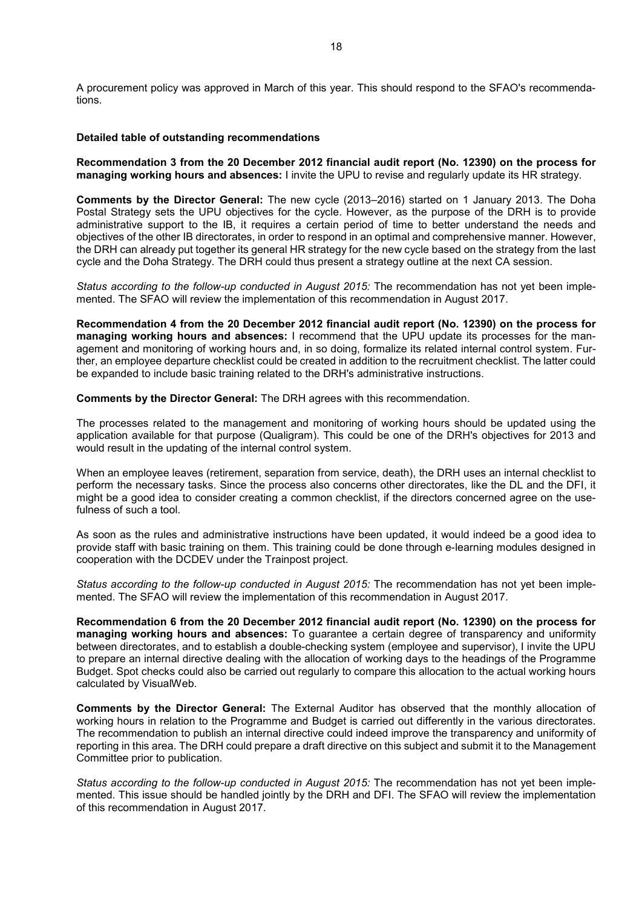A procurement policy was approved in March of this year. This should respond to the SFAO's recommendations.

**Detailed table of outstanding recommendations**

**Recommendation 3 from the 20 December 2012 financial audit report (No. 12390) on the process for managing working hours and absences:** I invite the UPU to revise and regularly update its HR strategy.

**Comments by the Director General:** The new cycle (2013–2016) started on 1 January 2013. The Doha Postal Strategy sets the UPU objectives for the cycle. However, as the purpose of the DRH is to provide administrative support to the IB, it requires a certain period of time to better understand the needs and objectives of the other IB directorates, in order to respond in an optimal and comprehensive manner. However, the DRH can already put together its general HR strategy for the new cycle based on the strategy from the last cycle and the Doha Strategy. The DRH could thus present a strategy outline at the next CA session.

*Status according to the follow-up conducted in August 2015:* The recommendation has not yet been implemented. The SFAO will review the implementation of this recommendation in August 2017.

**Recommendation 4 from the 20 December 2012 financial audit report (No. 12390) on the process for managing working hours and absences:** I recommend that the UPU update its processes for the management and monitoring of working hours and, in so doing, formalize its related internal control system. Further, an employee departure checklist could be created in addition to the recruitment checklist. The latter could be expanded to include basic training related to the DRH's administrative instructions.

**Comments by the Director General:** The DRH agrees with this recommendation.

The processes related to the management and monitoring of working hours should be updated using the application available for that purpose (Qualigram). This could be one of the DRH's objectives for 2013 and would result in the updating of the internal control system.

When an employee leaves (retirement, separation from service, death), the DRH uses an internal checklist to perform the necessary tasks. Since the process also concerns other directorates, like the DL and the DFI, it might be a good idea to consider creating a common checklist, if the directors concerned agree on the usefulness of such a tool.

As soon as the rules and administrative instructions have been updated, it would indeed be a good idea to provide staff with basic training on them. This training could be done through e-learning modules designed in cooperation with the DCDEV under the Trainpost project.

*Status according to the follow-up conducted in August 2015:* The recommendation has not yet been implemented. The SFAO will review the implementation of this recommendation in August 2017.

**Recommendation 6 from the 20 December 2012 financial audit report (No. 12390) on the process for managing working hours and absences:** To guarantee a certain degree of transparency and uniformity between directorates, and to establish a double-checking system (employee and supervisor), I invite the UPU to prepare an internal directive dealing with the allocation of working days to the headings of the Programme Budget. Spot checks could also be carried out regularly to compare this allocation to the actual working hours calculated by VisualWeb.

**Comments by the Director General:** The External Auditor has observed that the monthly allocation of working hours in relation to the Programme and Budget is carried out differently in the various directorates. The recommendation to publish an internal directive could indeed improve the transparency and uniformity of reporting in this area. The DRH could prepare a draft directive on this subject and submit it to the Management Committee prior to publication.

*Status according to the follow-up conducted in August 2015:* The recommendation has not yet been implemented. This issue should be handled jointly by the DRH and DFI. The SFAO will review the implementation of this recommendation in August 2017.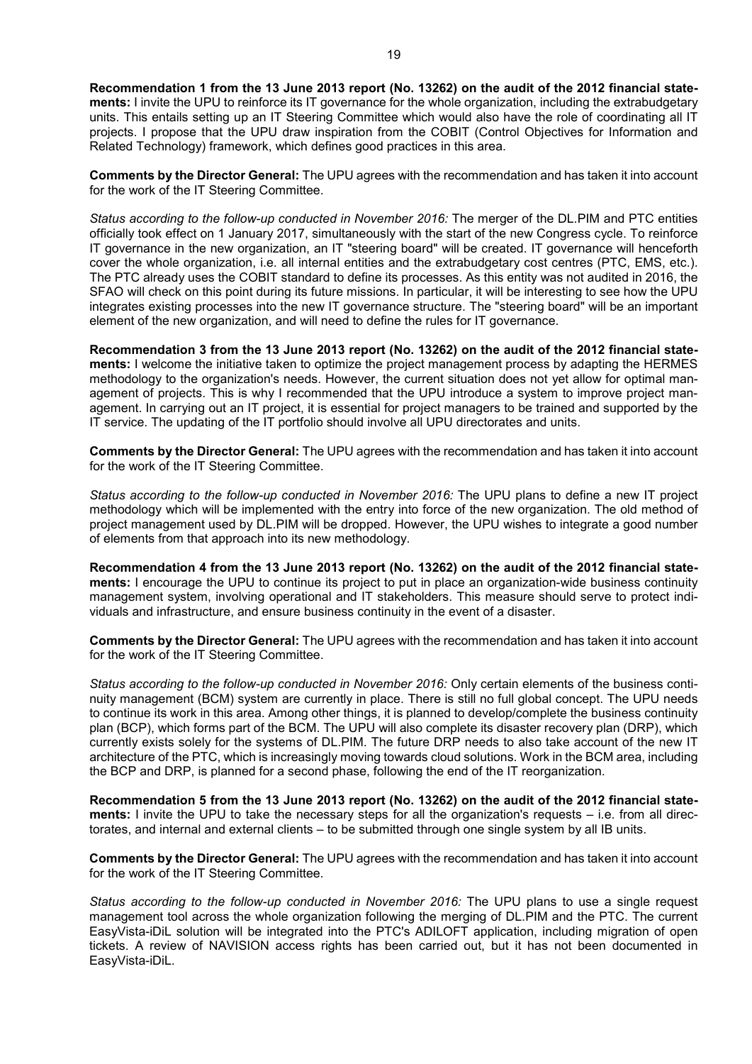**Recommendation 1 from the 13 June 2013 report (No. 13262) on the audit of the 2012 financial statements:** I invite the UPU to reinforce its IT governance for the whole organization, including the extrabudgetary units. This entails setting up an IT Steering Committee which would also have the role of coordinating all IT projects. I propose that the UPU draw inspiration from the COBIT (Control Objectives for Information and Related Technology) framework, which defines good practices in this area.

**Comments by the Director General:** The UPU agrees with the recommendation and has taken it into account for the work of the IT Steering Committee.

*Status according to the follow-up conducted in November 2016:* The merger of the DL.PIM and PTC entities officially took effect on 1 January 2017, simultaneously with the start of the new Congress cycle. To reinforce IT governance in the new organization, an IT "steering board" will be created. IT governance will henceforth cover the whole organization, i.e. all internal entities and the extrabudgetary cost centres (PTC, EMS, etc.). The PTC already uses the COBIT standard to define its processes. As this entity was not audited in 2016, the SFAO will check on this point during its future missions. In particular, it will be interesting to see how the UPU integrates existing processes into the new IT governance structure. The "steering board" will be an important element of the new organization, and will need to define the rules for IT governance.

**Recommendation 3 from the 13 June 2013 report (No. 13262) on the audit of the 2012 financial statements:** I welcome the initiative taken to optimize the project management process by adapting the HERMES methodology to the organization's needs. However, the current situation does not yet allow for optimal management of projects. This is why I recommended that the UPU introduce a system to improve project management. In carrying out an IT project, it is essential for project managers to be trained and supported by the IT service. The updating of the IT portfolio should involve all UPU directorates and units.

**Comments by the Director General:** The UPU agrees with the recommendation and has taken it into account for the work of the IT Steering Committee.

*Status according to the follow-up conducted in November 2016:* The UPU plans to define a new IT project methodology which will be implemented with the entry into force of the new organization. The old method of project management used by DL.PIM will be dropped. However, the UPU wishes to integrate a good number of elements from that approach into its new methodology.

**Recommendation 4 from the 13 June 2013 report (No. 13262) on the audit of the 2012 financial statements:** I encourage the UPU to continue its project to put in place an organization-wide business continuity management system, involving operational and IT stakeholders. This measure should serve to protect individuals and infrastructure, and ensure business continuity in the event of a disaster.

**Comments by the Director General:** The UPU agrees with the recommendation and has taken it into account for the work of the IT Steering Committee.

*Status according to the follow-up conducted in November 2016:* Only certain elements of the business continuity management (BCM) system are currently in place. There is still no full global concept. The UPU needs to continue its work in this area. Among other things, it is planned to develop/complete the business continuity plan (BCP), which forms part of the BCM. The UPU will also complete its disaster recovery plan (DRP), which currently exists solely for the systems of DL.PIM. The future DRP needs to also take account of the new IT architecture of the PTC, which is increasingly moving towards cloud solutions. Work in the BCM area, including the BCP and DRP, is planned for a second phase, following the end of the IT reorganization.

**Recommendation 5 from the 13 June 2013 report (No. 13262) on the audit of the 2012 financial statements:** I invite the UPU to take the necessary steps for all the organization's requests – i.e. from all directorates, and internal and external clients – to be submitted through one single system by all IB units.

**Comments by the Director General:** The UPU agrees with the recommendation and has taken it into account for the work of the IT Steering Committee.

*Status according to the follow-up conducted in November 2016:* The UPU plans to use a single request management tool across the whole organization following the merging of DL.PIM and the PTC. The current EasyVista-iDiL solution will be integrated into the PTC's ADILOFT application, including migration of open tickets. A review of NAVISION access rights has been carried out, but it has not been documented in EasyVista-iDiL.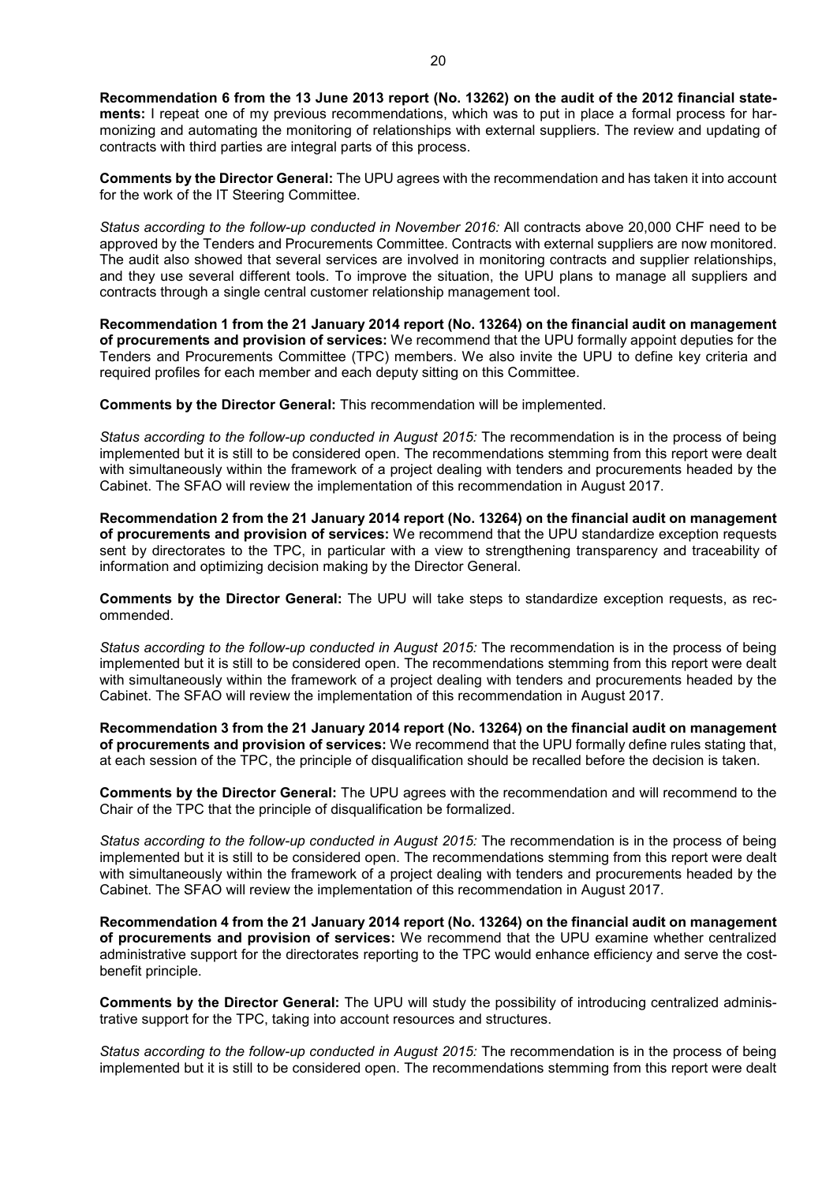**Recommendation 6 from the 13 June 2013 report (No. 13262) on the audit of the 2012 financial statements:** I repeat one of my previous recommendations, which was to put in place a formal process for harmonizing and automating the monitoring of relationships with external suppliers. The review and updating of contracts with third parties are integral parts of this process.

**Comments by the Director General:** The UPU agrees with the recommendation and has taken it into account for the work of the IT Steering Committee.

*Status according to the follow-up conducted in November 2016:* All contracts above 20,000 CHF need to be approved by the Tenders and Procurements Committee. Contracts with external suppliers are now monitored. The audit also showed that several services are involved in monitoring contracts and supplier relationships, and they use several different tools. To improve the situation, the UPU plans to manage all suppliers and contracts through a single central customer relationship management tool.

**Recommendation 1 from the 21 January 2014 report (No. 13264) on the financial audit on management of procurements and provision of services:** We recommend that the UPU formally appoint deputies for the Tenders and Procurements Committee (TPC) members. We also invite the UPU to define key criteria and required profiles for each member and each deputy sitting on this Committee.

**Comments by the Director General:** This recommendation will be implemented.

*Status according to the follow-up conducted in August 2015:* The recommendation is in the process of being implemented but it is still to be considered open. The recommendations stemming from this report were dealt with simultaneously within the framework of a project dealing with tenders and procurements headed by the Cabinet. The SFAO will review the implementation of this recommendation in August 2017.

**Recommendation 2 from the 21 January 2014 report (No. 13264) on the financial audit on management of procurements and provision of services:** We recommend that the UPU standardize exception requests sent by directorates to the TPC, in particular with a view to strengthening transparency and traceability of information and optimizing decision making by the Director General.

**Comments by the Director General:** The UPU will take steps to standardize exception requests, as recommended.

*Status according to the follow-up conducted in August 2015:* The recommendation is in the process of being implemented but it is still to be considered open. The recommendations stemming from this report were dealt with simultaneously within the framework of a project dealing with tenders and procurements headed by the Cabinet. The SFAO will review the implementation of this recommendation in August 2017.

**Recommendation 3 from the 21 January 2014 report (No. 13264) on the financial audit on management of procurements and provision of services:** We recommend that the UPU formally define rules stating that, at each session of the TPC, the principle of disqualification should be recalled before the decision is taken.

**Comments by the Director General:** The UPU agrees with the recommendation and will recommend to the Chair of the TPC that the principle of disqualification be formalized.

*Status according to the follow-up conducted in August 2015:* The recommendation is in the process of being implemented but it is still to be considered open. The recommendations stemming from this report were dealt with simultaneously within the framework of a project dealing with tenders and procurements headed by the Cabinet. The SFAO will review the implementation of this recommendation in August 2017.

**Recommendation 4 from the 21 January 2014 report (No. 13264) on the financial audit on management of procurements and provision of services:** We recommend that the UPU examine whether centralized administrative support for the directorates reporting to the TPC would enhance efficiency and serve the cost-benefit principle.

**Comments by the Director General:** The UPU will study the possibility of introducing centralized administrative support for the TPC, taking into account resources and structures.

*Status according to the follow-up conducted in August 2015:* The recommendation is in the process of being implemented but it is still to be considered open. The recommendations stemming from this report were dealt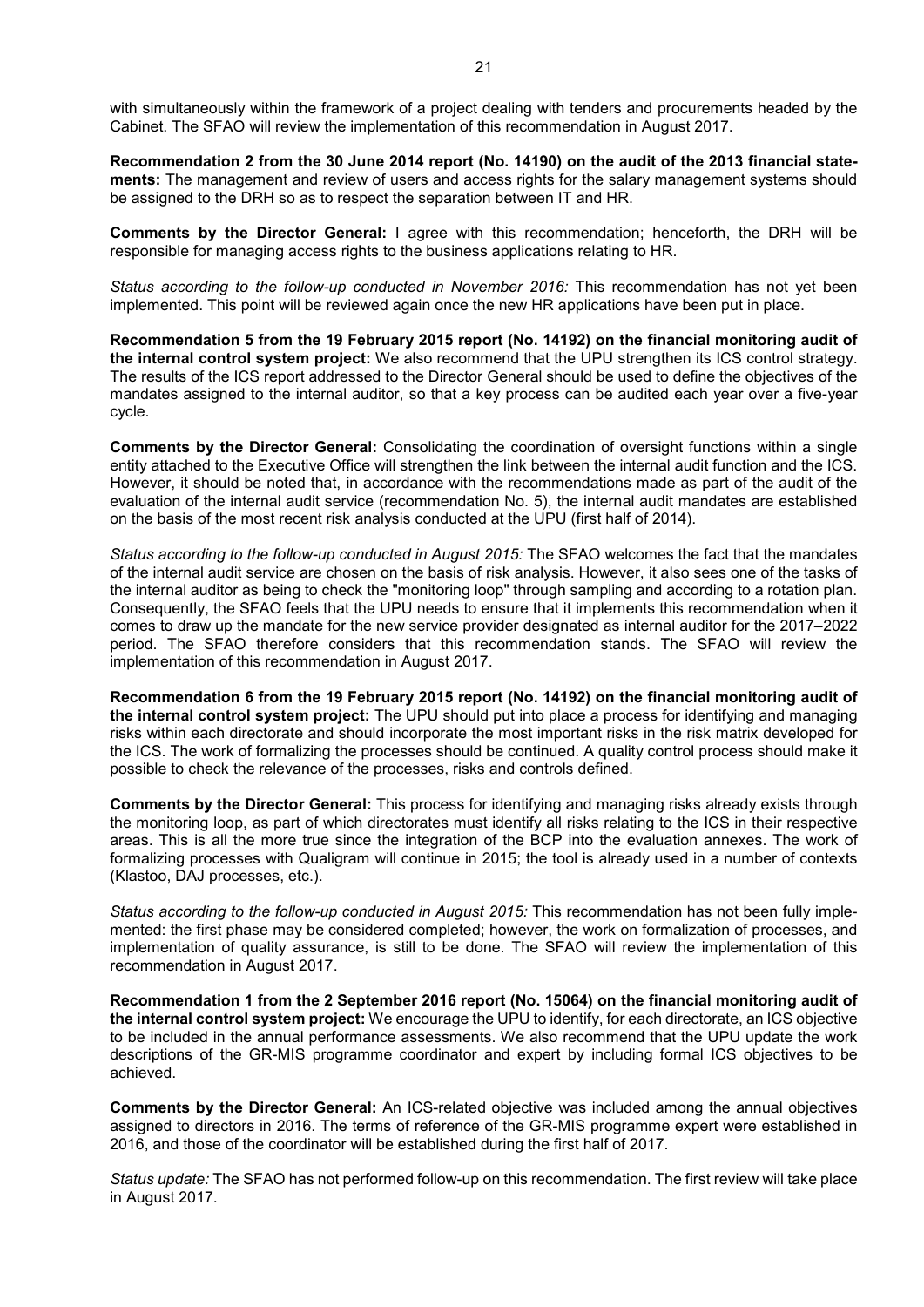with simultaneously within the framework of a project dealing with tenders and procurements headed by the Cabinet. The SFAO will review the implementation of this recommendation in August 2017.

**Recommendation 2 from the 30 June 2014 report (No. 14190) on the audit of the 2013 financial statements:** The management and review of users and access rights for the salary management systems should be assigned to the DRH so as to respect the separation between IT and HR.

**Comments by the Director General:** I agree with this recommendation; henceforth, the DRH will be responsible for managing access rights to the business applications relating to HR.

*Status according to the follow-up conducted in November 2016:* This recommendation has not yet been implemented. This point will be reviewed again once the new HR applications have been put in place.

**Recommendation 5 from the 19 February 2015 report (No. 14192) on the financial monitoring audit of the internal control system project:** We also recommend that the UPU strengthen its ICS control strategy. The results of the ICS report addressed to the Director General should be used to define the objectives of the mandates assigned to the internal auditor, so that a key process can be audited each year over a five-year cycle.

**Comments by the Director General:** Consolidating the coordination of oversight functions within a single entity attached to the Executive Office will strengthen the link between the internal audit function and the ICS. However, it should be noted that, in accordance with the recommendations made as part of the audit of the evaluation of the internal audit service (recommendation No. 5), the internal audit mandates are established on the basis of the most recent risk analysis conducted at the UPU (first half of 2014).

*Status according to the follow-up conducted in August 2015:* The SFAO welcomes the fact that the mandates of the internal audit service are chosen on the basis of risk analysis. However, it also sees one of the tasks of the internal auditor as being to check the "monitoring loop" through sampling and according to a rotation plan. Consequently, the SFAO feels that the UPU needs to ensure that it implements this recommendation when it comes to draw up the mandate for the new service provider designated as internal auditor for the 2017–2022 period. The SFAO therefore considers that this recommendation stands. The SFAO will review the implementation of this recommendation in August 2017.

**Recommendation 6 from the 19 February 2015 report (No. 14192) on the financial monitoring audit of the internal control system project:** The UPU should put into place a process for identifying and managing risks within each directorate and should incorporate the most important risks in the risk matrix developed for the ICS. The work of formalizing the processes should be continued. A quality control process should make it possible to check the relevance of the processes, risks and controls defined.

**Comments by the Director General:** This process for identifying and managing risks already exists through the monitoring loop, as part of which directorates must identify all risks relating to the ICS in their respective areas. This is all the more true since the integration of the BCP into the evaluation annexes. The work of formalizing processes with Qualigram will continue in 2015; the tool is already used in a number of contexts (Klastoo, DAJ processes, etc.).

*Status according to the follow-up conducted in August 2015:* This recommendation has not been fully implemented: the first phase may be considered completed; however, the work on formalization of processes, and implementation of quality assurance, is still to be done. The SFAO will review the implementation of this recommendation in August 2017.

**Recommendation 1 from the 2 September 2016 report (No. 15064) on the financial monitoring audit of the internal control system project:** We encourage the UPU to identify, for each directorate, an ICS objective to be included in the annual performance assessments. We also recommend that the UPU update the work descriptions of the GR-MIS programme coordinator and expert by including formal ICS objectives to be achieved.

**Comments by the Director General:** An ICS-related objective was included among the annual objectives assigned to directors in 2016. The terms of reference of the GR-MIS programme expert were established in 2016, and those of the coordinator will be established during the first half of 2017.

*Status update:* The SFAO has not performed follow-up on this recommendation. The first review will take place in August 2017.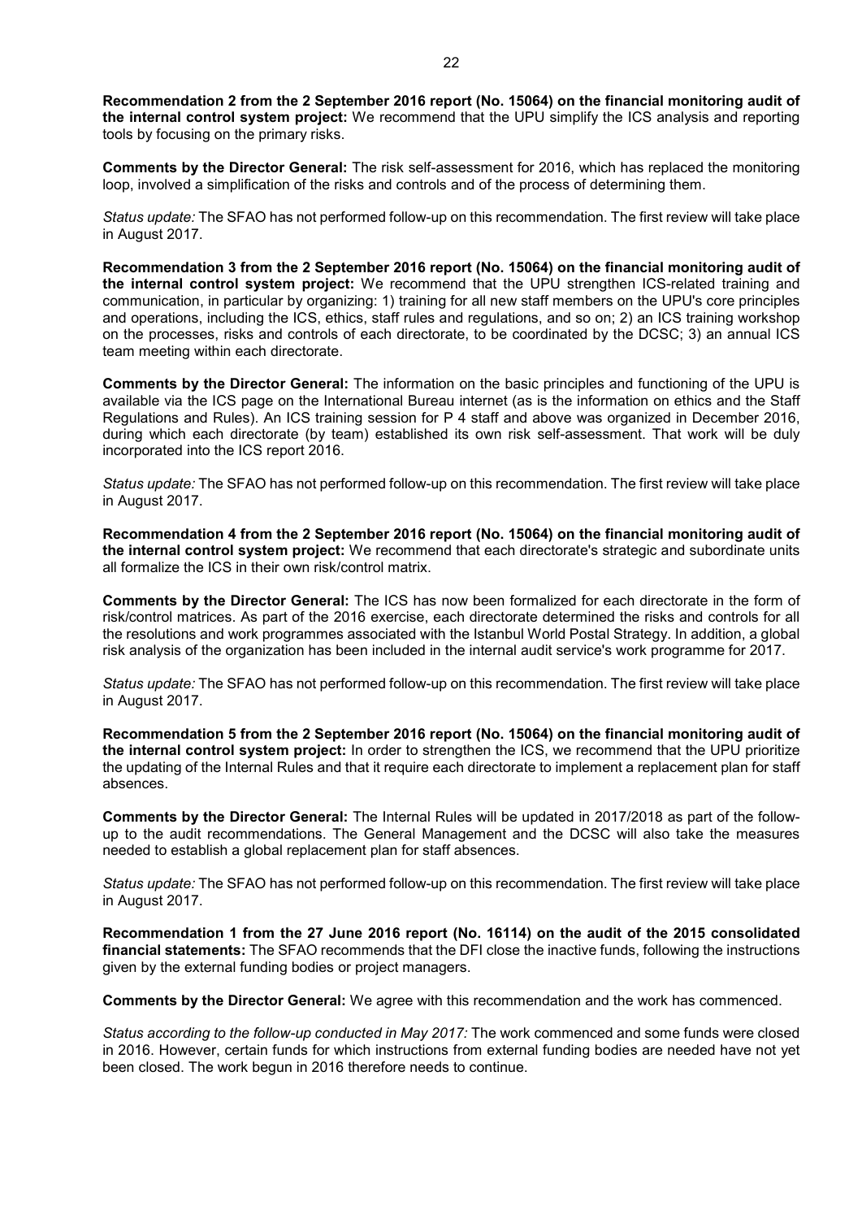**Recommendation 2 from the 2 September 2016 report (No. 15064) on the financial monitoring audit of the internal control system project:** We recommend that the UPU simplify the ICS analysis and reporting tools by focusing on the primary risks.

**Comments by the Director General:** The risk self-assessment for 2016, which has replaced the monitoring loop, involved a simplification of the risks and controls and of the process of determining them.

*Status update:* The SFAO has not performed follow-up on this recommendation. The first review will take place in August 2017.

**Recommendation 3 from the 2 September 2016 report (No. 15064) on the financial monitoring audit of the internal control system project:** We recommend that the UPU strengthen ICS-related training and communication, in particular by organizing: 1) training for all new staff members on the UPU's core principles and operations, including the ICS, ethics, staff rules and regulations, and so on; 2) an ICS training workshop on the processes, risks and controls of each directorate, to be coordinated by the DCSC; 3) an annual ICS team meeting within each directorate.

**Comments by the Director General:** The information on the basic principles and functioning of the UPU is available via the ICS page on the International Bureau internet (as is the information on ethics and the Staff Regulations and Rules). An ICS training session for P 4 staff and above was organized in December 2016, during which each directorate (by team) established its own risk self-assessment. That work will be duly incorporated into the ICS report 2016.

*Status update:* The SFAO has not performed follow-up on this recommendation. The first review will take place in August 2017.

**Recommendation 4 from the 2 September 2016 report (No. 15064) on the financial monitoring audit of the internal control system project:** We recommend that each directorate's strategic and subordinate units all formalize the ICS in their own risk/control matrix.

**Comments by the Director General:** The ICS has now been formalized for each directorate in the form of risk/control matrices. As part of the 2016 exercise, each directorate determined the risks and controls for all the resolutions and work programmes associated with the Istanbul World Postal Strategy. In addition, a global risk analysis of the organization has been included in the internal audit service's work programme for 2017.

*Status update:* The SFAO has not performed follow-up on this recommendation. The first review will take place in August 2017.

**Recommendation 5 from the 2 September 2016 report (No. 15064) on the financial monitoring audit of the internal control system project:** In order to strengthen the ICS, we recommend that the UPU prioritize the updating of the Internal Rules and that it require each directorate to implement a replacement plan for staff absences.

**Comments by the Director General:** The Internal Rules will be updated in 2017/2018 as part of the follow-up to the audit recommendations. The General Management and the DCSC will also take the measures needed to establish a global replacement plan for staff absences.

*Status update:* The SFAO has not performed follow-up on this recommendation. The first review will take place in August 2017.

**Recommendation 1 from the 27 June 2016 report (No. 16114) on the audit of the 2015 consolidated financial statements:** The SFAO recommends that the DFI close the inactive funds, following the instructions given by the external funding bodies or project managers.

**Comments by the Director General:** We agree with this recommendation and the work has commenced.

*Status according to the follow-up conducted in May 2017:* The work commenced and some funds were closed in 2016. However, certain funds for which instructions from external funding bodies are needed have not yet been closed. The work begun in 2016 therefore needs to continue.